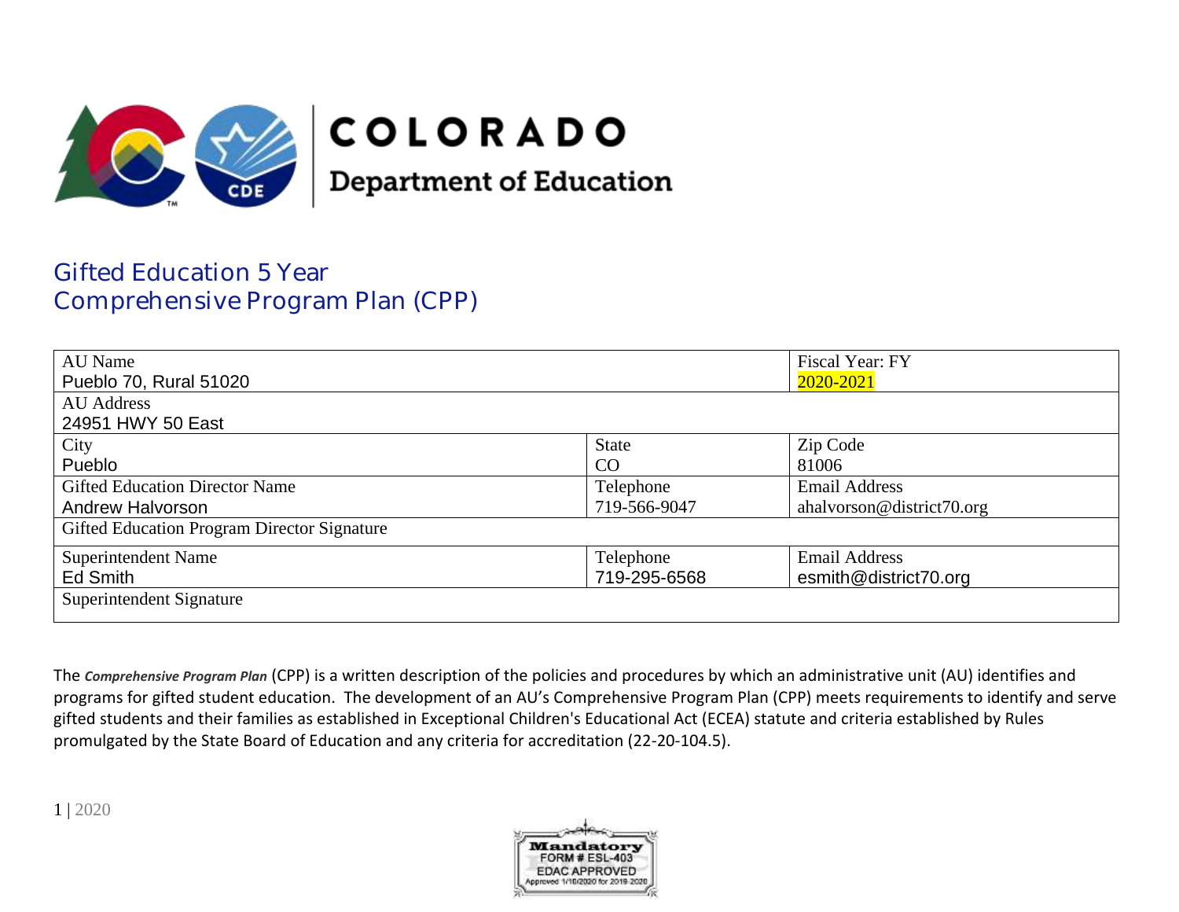# COLORADO

## Department of Education

# Gifted Education 5 Year Comprehensive Program Plan (CPP)

| | | |
|---|---|---|
| AU Name<br>Pueblo 70, Rural 51020 | | Fiscal Year: FY<br>2020-2021 |
| AU Address<br>24951 HWY 50 East | | |
| City<br>Pueblo | State<br>CO | Zip Code<br>81006 |
| Gifted Education Director Name<br>Andrew Halvorson | Telephone<br>719-566-9047 | Email Address<br>ahalvorson@district70.org |
| Gifted Education Program Director Signature | | |
| Superintendent Name<br>Ed Smith | Telephone<br>719-295-6568 | Email Address<br>esmith@district70.org |
| Superintendent Signature | | |

The ***Comprehensive Program Plan*** (CPP) is a written description of the policies and procedures by which an administrative unit (AU) identifies and programs for gifted student education. The development of an AU's Comprehensive Program Plan (CPP) meets requirements to identify and serve gifted students and their families as established in Exceptional Children's Educational Act (ECEA) statute and criteria established by Rules promulgated by the State Board of Education and any criteria for accreditation (22-20-104.5).

Mandatory
FORM # ESL-403
EDAC APPROVED
Approved 1/10/2020 for 2019-2020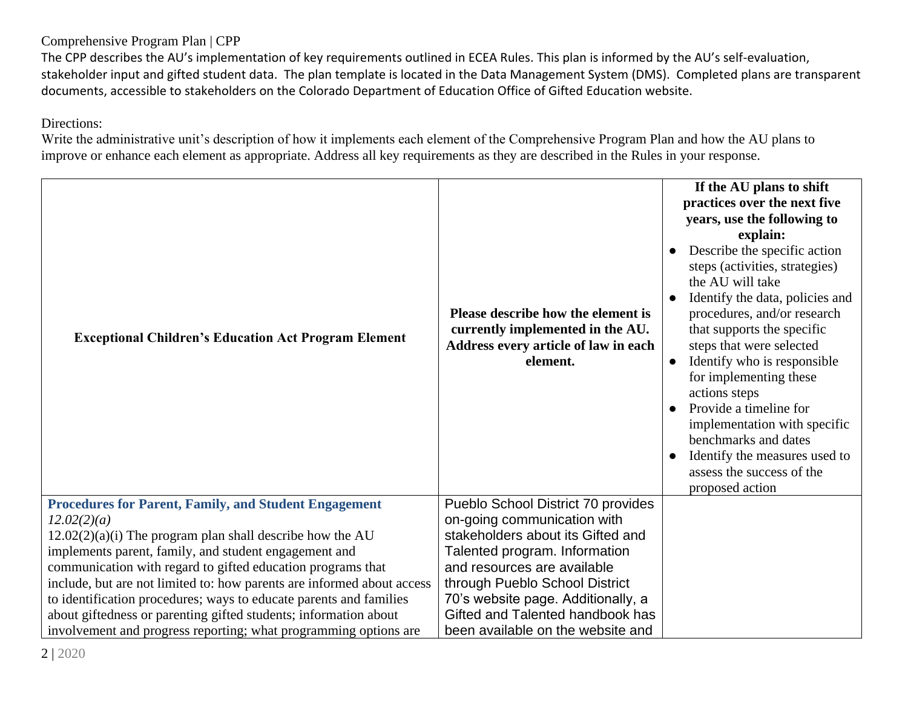Comprehensive Program Plan | CPP

The CPP describes the AU's implementation of key requirements outlined in ECEA Rules. This plan is informed by the AU's self-evaluation, stakeholder input and gifted student data. The plan template is located in the Data Management System (DMS). Completed plans are transparent documents, accessible to stakeholders on the Colorado Department of Education Office of Gifted Education website.

Directions:

Write the administrative unit's description of how it implements each element of the Comprehensive Program Plan and how the AU plans to improve or enhance each element as appropriate. Address all key requirements as they are described in the Rules in your response.

| **Exceptional Children's Education Act Program Element** | **Please describe how the element is currently implemented in the AU. Address every article of law in each element.** | **If the AU plans to shift practices over the next five years, use the following to explain:** <br>● Describe the specific action steps (activities, strategies) the AU will take<br>● Identify the data, policies and procedures, and/or research that supports the specific steps that were selected<br>● Identify who is responsible for implementing these actions steps<br>● Provide a timeline for implementation with specific benchmarks and dates<br>● Identify the measures used to assess the success of the proposed action |
|---|---|---|
| **Procedures for Parent, Family, and Student Engagement** <br>*12.02(2)(a)*<br>12.02(2)(a)(i) The program plan shall describe how the AU implements parent, family, and student engagement and communication with regard to gifted education programs that include, but are not limited to: how parents are informed about access to identification procedures; ways to educate parents and families about giftedness or parenting gifted students; information about involvement and progress reporting; what programming options are | Pueblo School District 70 provides on-going communication with stakeholders about its Gifted and Talented program. Information and resources are available through Pueblo School District 70's website page. Additionally, a Gifted and Talented handbook has been available on the website and | |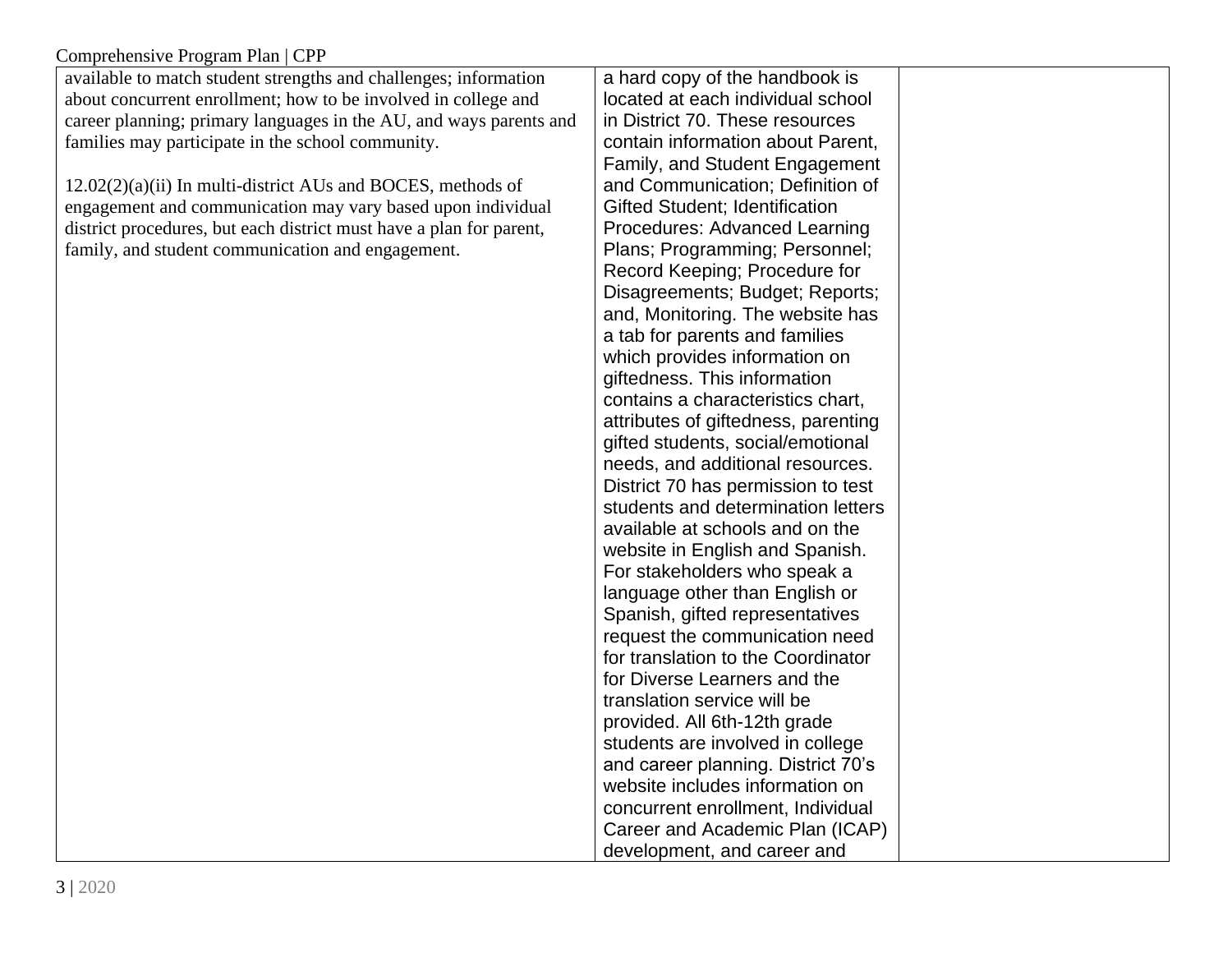| | | |
|---|---|---|
| available to match student strengths and challenges; information about concurrent enrollment; how to be involved in college and career planning; primary languages in the AU, and ways parents and families may participate in the school community.<br><br>12.02(2)(a)(ii) In multi-district AUs and BOCES, methods of engagement and communication may vary based upon individual district procedures, but each district must have a plan for parent, family, and student communication and engagement. | a hard copy of the handbook is located at each individual school in District 70. These resources contain information about Parent, Family, and Student Engagement and Communication; Definition of Gifted Student; Identification Procedures: Advanced Learning Plans; Programming; Personnel; Record Keeping; Procedure for Disagreements; Budget; Reports; and, Monitoring. The website has a tab for parents and families which provides information on giftedness. This information contains a characteristics chart, attributes of giftedness, parenting gifted students, social/emotional needs, and additional resources. District 70 has permission to test students and determination letters available at schools and on the website in English and Spanish. For stakeholders who speak a language other than English or Spanish, gifted representatives request the communication need for translation to the Coordinator for Diverse Learners and the translation service will be provided. All 6th-12th grade students are involved in college and career planning. District 70's website includes information on concurrent enrollment, Individual Career and Academic Plan (ICAP) development, and career and | |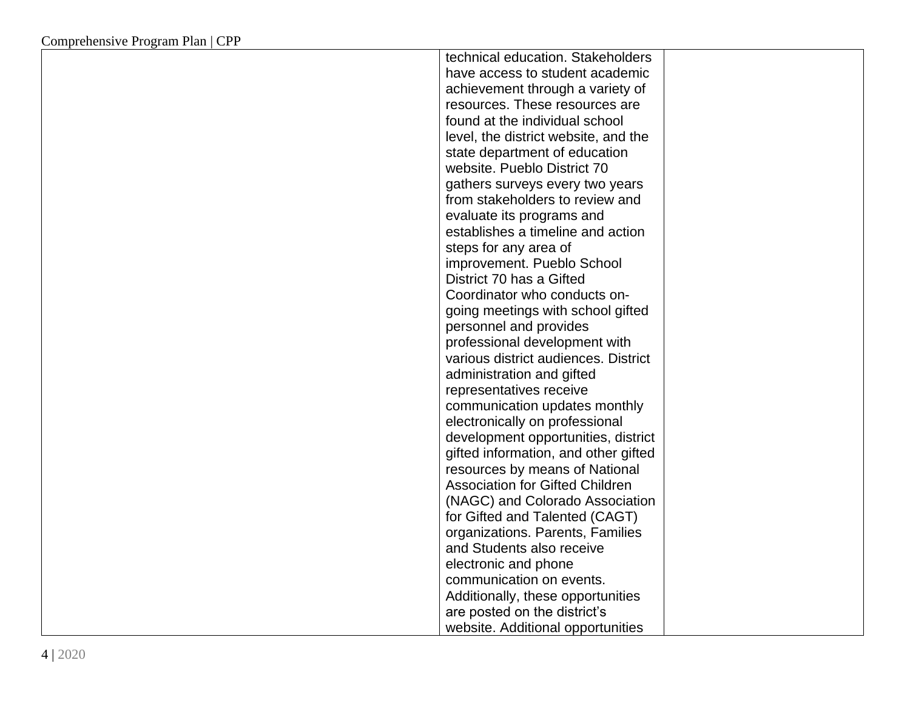| | | |
|---|---|---|
| | technical education. Stakeholders have access to student academic achievement through a variety of resources. These resources are found at the individual school level, the district website, and the state department of education website. Pueblo District 70 gathers surveys every two years from stakeholders to review and evaluate its programs and establishes a timeline and action steps for any area of improvement. Pueblo School District 70 has a Gifted Coordinator who conducts on-going meetings with school gifted personnel and provides professional development with various district audiences. District administration and gifted representatives receive communication updates monthly electronically on professional development opportunities, district gifted information, and other gifted resources by means of National Association for Gifted Children (NAGC) and Colorado Association for Gifted and Talented (CAGT) organizations. Parents, Families and Students also receive electronic and phone communication on events. Additionally, these opportunities are posted on the district's website. Additional opportunities | |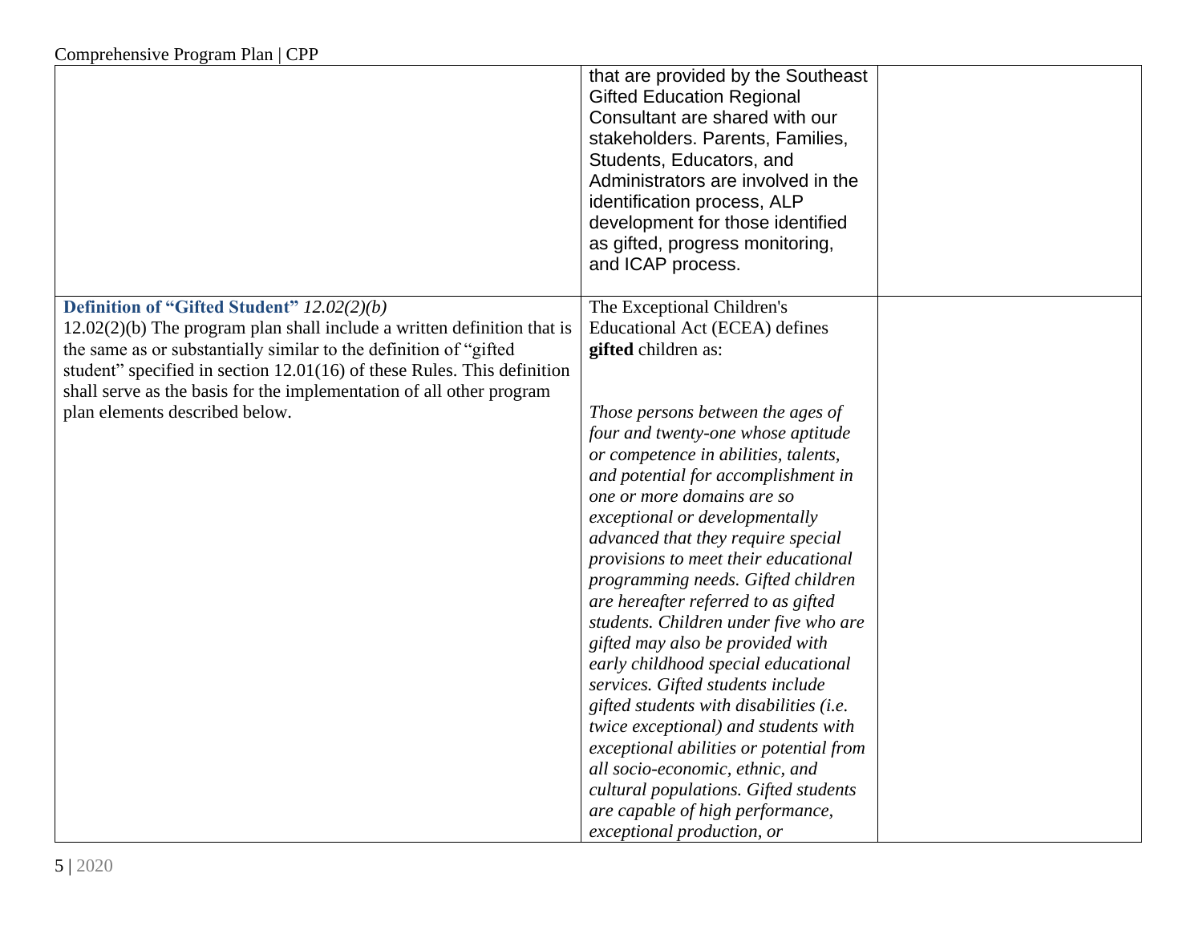| | | |
|---|---|---|
| | that are provided by the Southeast Gifted Education Regional Consultant are shared with our stakeholders. Parents, Families, Students, Educators, and Administrators are involved in the identification process, ALP development for those identified as gifted, progress monitoring, and ICAP process. | |
| **Definition of "Gifted Student"** *12.02(2)(b)*<br>12.02(2)(b) The program plan shall include a written definition that is the same as or substantially similar to the definition of "gifted student" specified in section 12.01(16) of these Rules. This definition shall serve as the basis for the implementation of all other program plan elements described below. | The Exceptional Children's Educational Act (ECEA) defines **gifted** children as:<br><br>*Those persons between the ages of four and twenty-one whose aptitude or competence in abilities, talents, and potential for accomplishment in one or more domains are so exceptional or developmentally advanced that they require special provisions to meet their educational programming needs. Gifted children are hereafter referred to as gifted students. Children under five who are gifted may also be provided with early childhood special educational services. Gifted students include gifted students with disabilities (i.e. twice exceptional) and students with exceptional abilities or potential from all socio-economic, ethnic, and cultural populations. Gifted students are capable of high performance, exceptional production, or* | |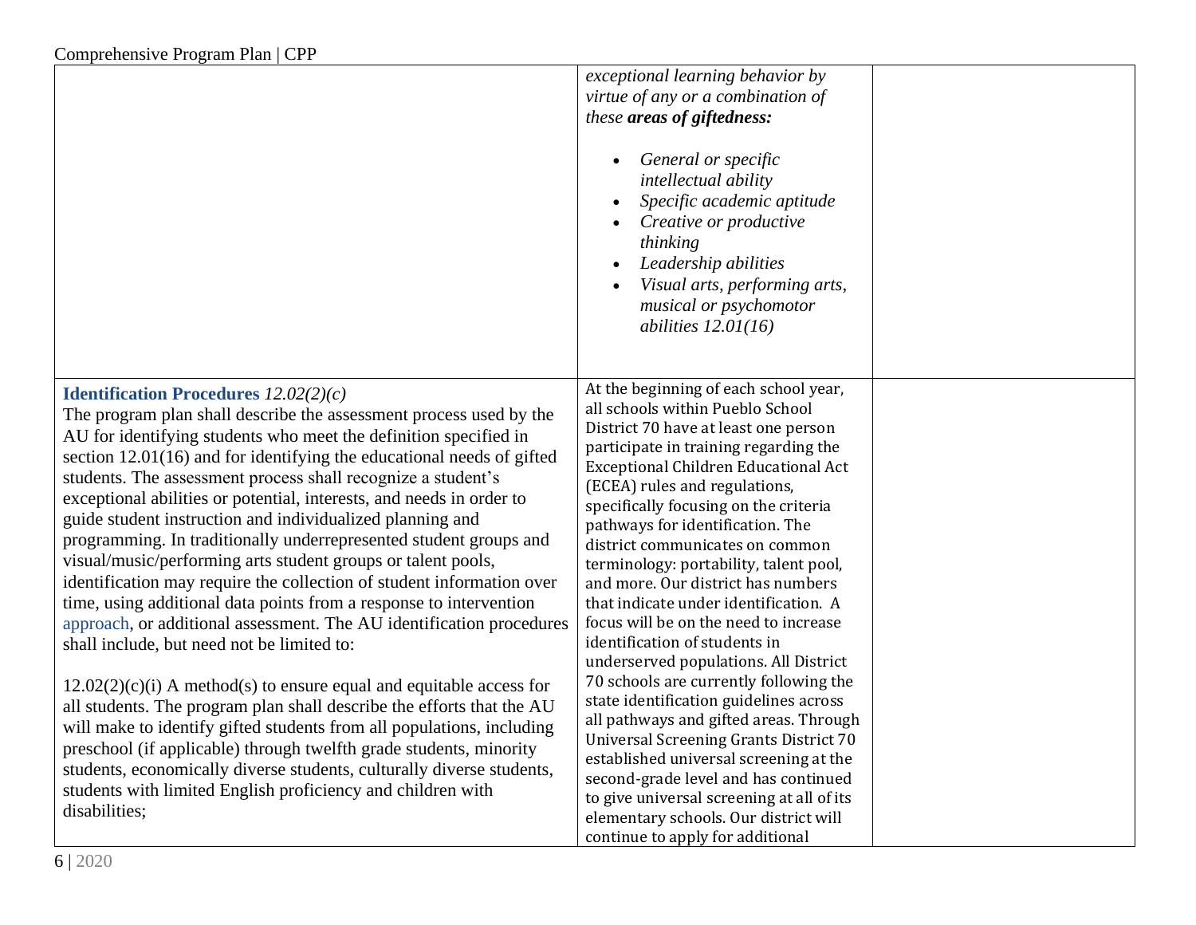| | | |
|---|---|---|
| | *exceptional learning behavior by virtue of any or a combination of these **areas of giftedness:*** <br><br> • *General or specific intellectual ability* <br> • *Specific academic aptitude* <br> • *Creative or productive thinking* <br> • *Leadership abilities* <br> • *Visual arts, performing arts, musical or psychomotor abilities 12.01(16)* | |
| **Identification Procedures** *12.02(2)(c)* <br> The program plan shall describe the assessment process used by the AU for identifying students who meet the definition specified in section 12.01(16) and for identifying the educational needs of gifted students. The assessment process shall recognize a student's exceptional abilities or potential, interests, and needs in order to guide student instruction and individualized planning and programming. In traditionally underrepresented student groups and visual/music/performing arts student groups or talent pools, identification may require the collection of student information over time, using additional data points from a response to intervention approach, or additional assessment. The AU identification procedures shall include, but need not be limited to: <br><br> 12.02(2)(c)(i) A method(s) to ensure equal and equitable access for all students. The program plan shall describe the efforts that the AU will make to identify gifted students from all populations, including preschool (if applicable) through twelfth grade students, minority students, economically diverse students, culturally diverse students, students with limited English proficiency and children with disabilities; | At the beginning of each school year, all schools within Pueblo School District 70 have at least one person participate in training regarding the Exceptional Children Educational Act (ECEA) rules and regulations, specifically focusing on the criteria pathways for identification. The district communicates on common terminology: portability, talent pool, and more. Our district has numbers that indicate under identification. A focus will be on the need to increase identification of students in underserved populations. All District 70 schools are currently following the state identification guidelines across all pathways and gifted areas. Through Universal Screening Grants District 70 established universal screening at the second-grade level and has continued to give universal screening at all of its elementary schools. Our district will continue to apply for additional | |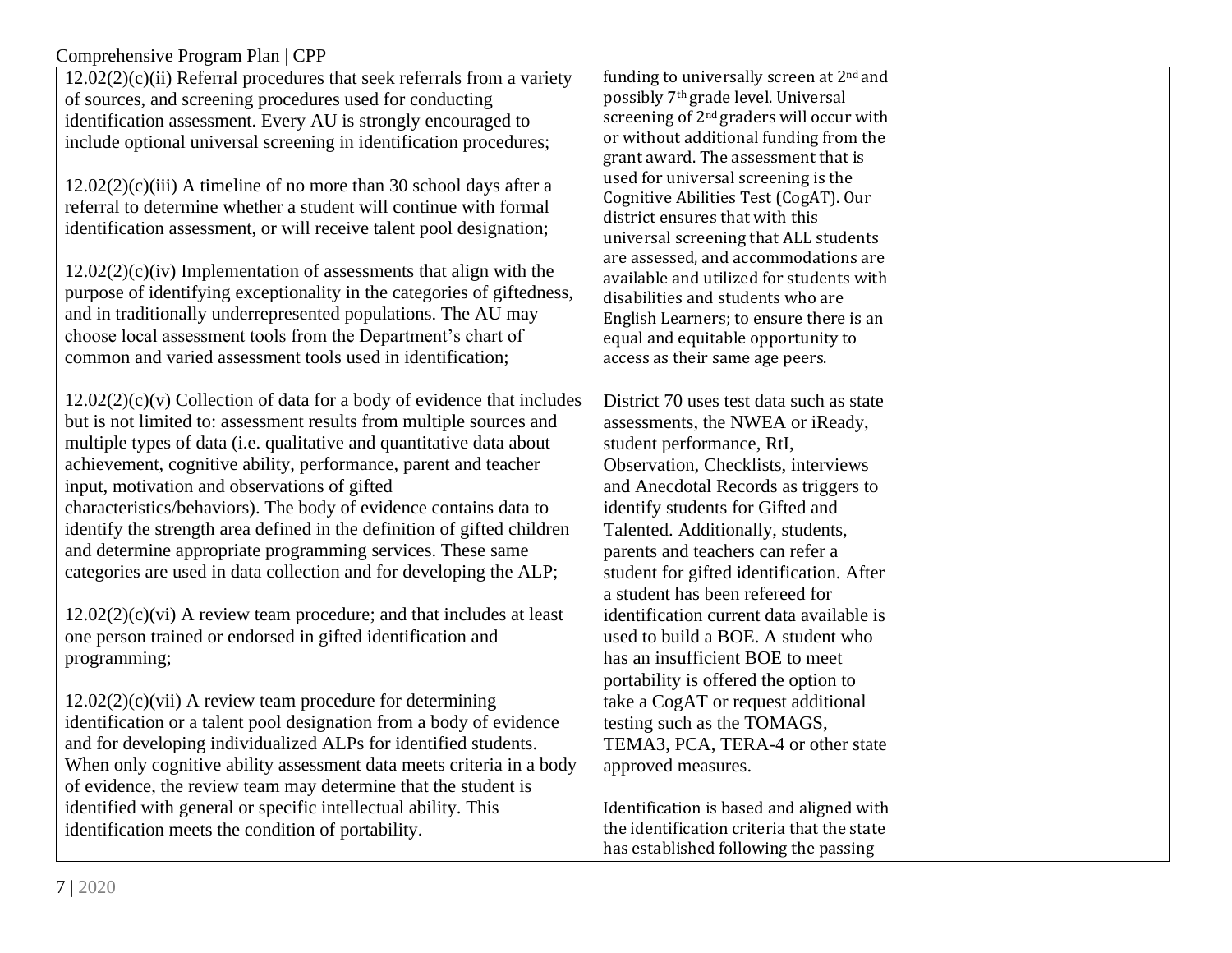| | | |
|---|---|---|
| 12.02(2)(c)(ii) Referral procedures that seek referrals from a variety of sources, and screening procedures used for conducting identification assessment. Every AU is strongly encouraged to include optional universal screening in identification procedures;<br><br>12.02(2)(c)(iii) A timeline of no more than 30 school days after a referral to determine whether a student will continue with formal identification assessment, or will receive talent pool designation;<br><br>12.02(2)(c)(iv) Implementation of assessments that align with the purpose of identifying exceptionality in the categories of giftedness, and in traditionally underrepresented populations. The AU may choose local assessment tools from the Department's chart of common and varied assessment tools used in identification;<br><br>12.02(2)(c)(v) Collection of data for a body of evidence that includes but is not limited to: assessment results from multiple sources and multiple types of data (i.e. qualitative and quantitative data about achievement, cognitive ability, performance, parent and teacher input, motivation and observations of gifted characteristics/behaviors). The body of evidence contains data to identify the strength area defined in the definition of gifted children and determine appropriate programming services. These same categories are used in data collection and for developing the ALP;<br><br>12.02(2)(c)(vi) A review team procedure; and that includes at least one person trained or endorsed in gifted identification and programming;<br><br>12.02(2)(c)(vii) A review team procedure for determining identification or a talent pool designation from a body of evidence and for developing individualized ALPs for identified students. When only cognitive ability assessment data meets criteria in a body of evidence, the review team may determine that the student is identified with general or specific intellectual ability. This identification meets the condition of portability. | funding to universally screen at 2nd and possibly 7th grade level. Universal screening of 2nd graders will occur with or without additional funding from the grant award. The assessment that is used for universal screening is the Cognitive Abilities Test (CogAT). Our district ensures that with this universal screening that ALL students are assessed, and accommodations are available and utilized for students with disabilities and students who are English Learners; to ensure there is an equal and equitable opportunity to access as their same age peers.<br><br>District 70 uses test data such as state assessments, the NWEA or iReady, student performance, RtI, Observation, Checklists, interviews and Anecdotal Records as triggers to identify students for Gifted and Talented. Additionally, students, parents and teachers can refer a student for gifted identification. After a student has been refereed for identification current data available is used to build a BOE. A student who has an insufficient BOE to meet portability is offered the option to take a CogAT or request additional testing such as the TOMAGS, TEMA3, PCA, TERA-4 or other state approved measures.<br><br>Identification is based and aligned with the identification criteria that the state has established following the passing | |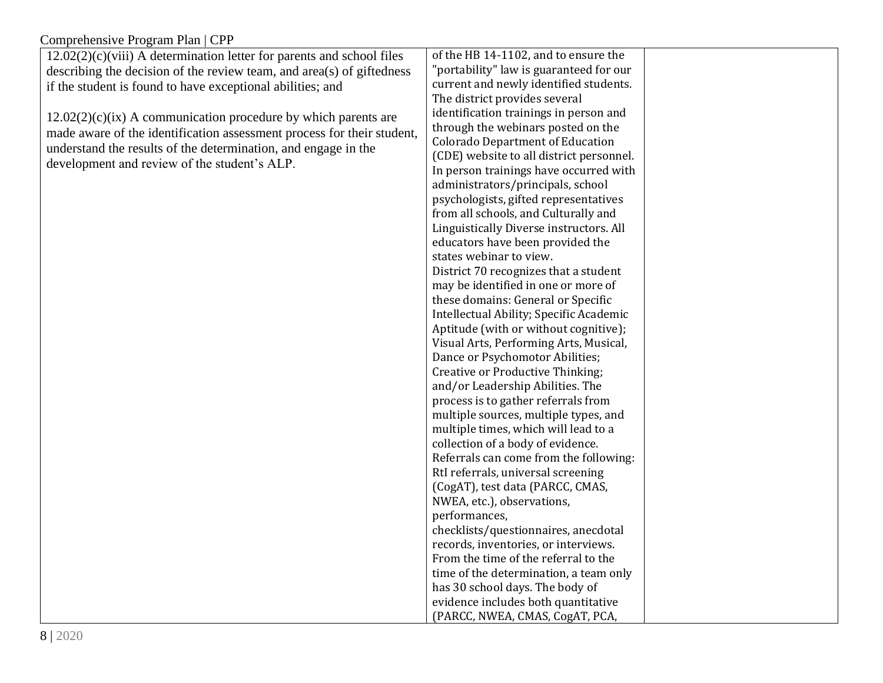| | | |
|---|---|---|
| 12.02(2)(c)(viii) A determination letter for parents and school files describing the decision of the review team, and area(s) of giftedness if the student is found to have exceptional abilities; and<br><br>12.02(2)(c)(ix) A communication procedure by which parents are made aware of the identification assessment process for their student, understand the results of the determination, and engage in the development and review of the student's ALP. | of the HB 14-1102, and to ensure the "portability" law is guaranteed for our current and newly identified students. The district provides several identification trainings in person and through the webinars posted on the Colorado Department of Education (CDE) website to all district personnel. In person trainings have occurred with administrators/principals, school psychologists, gifted representatives from all schools, and Culturally and Linguistically Diverse instructors. All educators have been provided the states webinar to view.<br>District 70 recognizes that a student may be identified in one or more of these domains: General or Specific Intellectual Ability; Specific Academic Aptitude (with or without cognitive); Visual Arts, Performing Arts, Musical, Dance or Psychomotor Abilities; Creative or Productive Thinking; and/or Leadership Abilities. The process is to gather referrals from multiple sources, multiple types, and multiple times, which will lead to a collection of a body of evidence. Referrals can come from the following: RtI referrals, universal screening (CogAT), test data (PARCC, CMAS, NWEA, etc.), observations, performances, checklists/questionnaires, anecdotal records, inventories, or interviews. From the time of the referral to the time of the determination, a team only has 30 school days. The body of evidence includes both quantitative (PARCC, NWEA, CMAS, CogAT, PCA, | |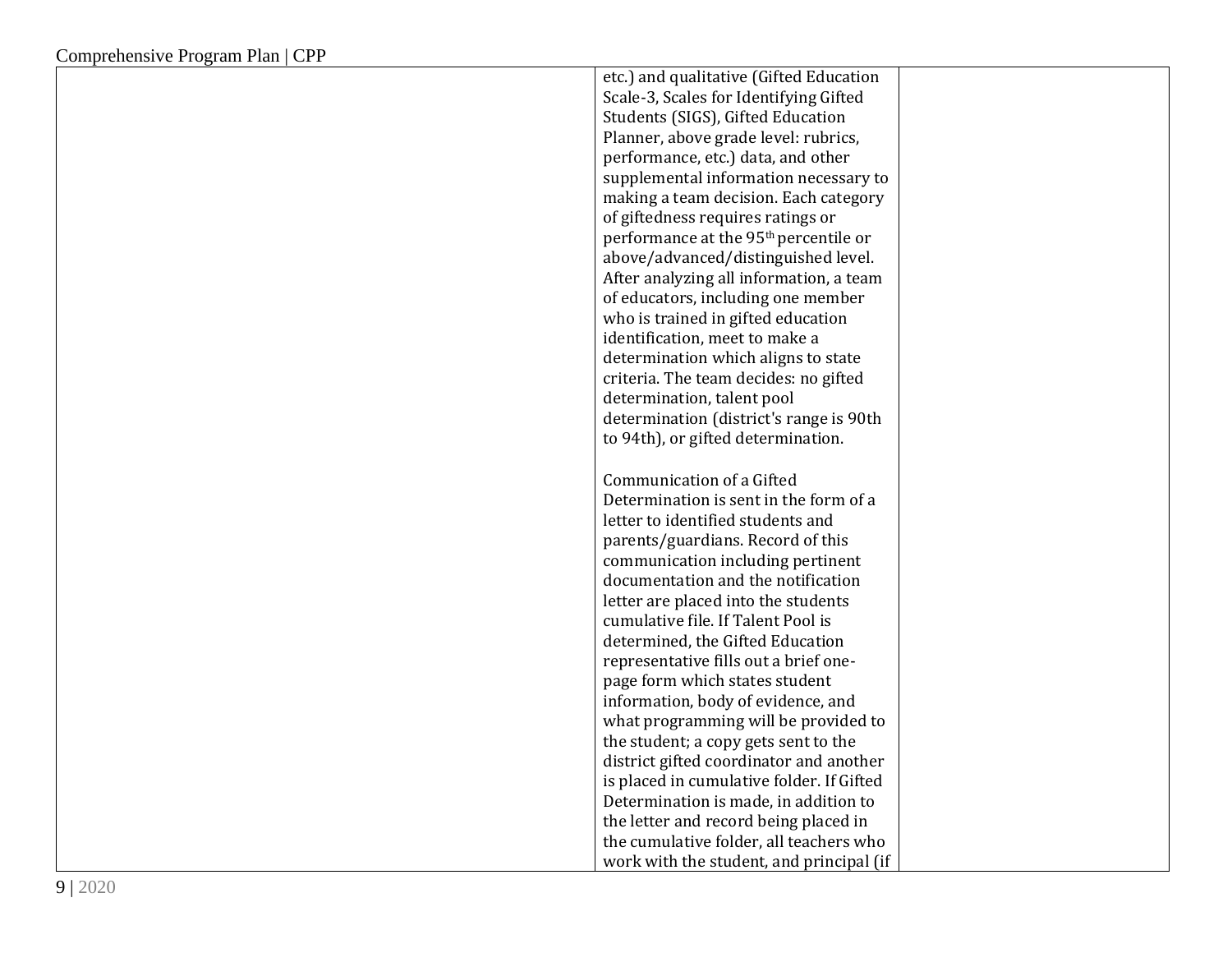| | | |
|---|---|---|
| | etc.) and qualitative (Gifted Education Scale-3, Scales for Identifying Gifted Students (SIGS), Gifted Education Planner, above grade level: rubrics, performance, etc.) data, and other supplemental information necessary to making a team decision. Each category of giftedness requires ratings or performance at the 95th percentile or above/advanced/distinguished level. After analyzing all information, a team of educators, including one member who is trained in gifted education identification, meet to make a determination which aligns to state criteria. The team decides: no gifted determination, talent pool determination (district's range is 90th to 94th), or gifted determination.<br><br>Communication of a Gifted Determination is sent in the form of a letter to identified students and parents/guardians. Record of this communication including pertinent documentation and the notification letter are placed into the students cumulative file. If Talent Pool is determined, the Gifted Education representative fills out a brief one-page form which states student information, body of evidence, and what programming will be provided to the student; a copy gets sent to the district gifted coordinator and another is placed in cumulative folder. If Gifted Determination is made, in addition to the letter and record being placed in the cumulative folder, all teachers who work with the student, and principal (if | |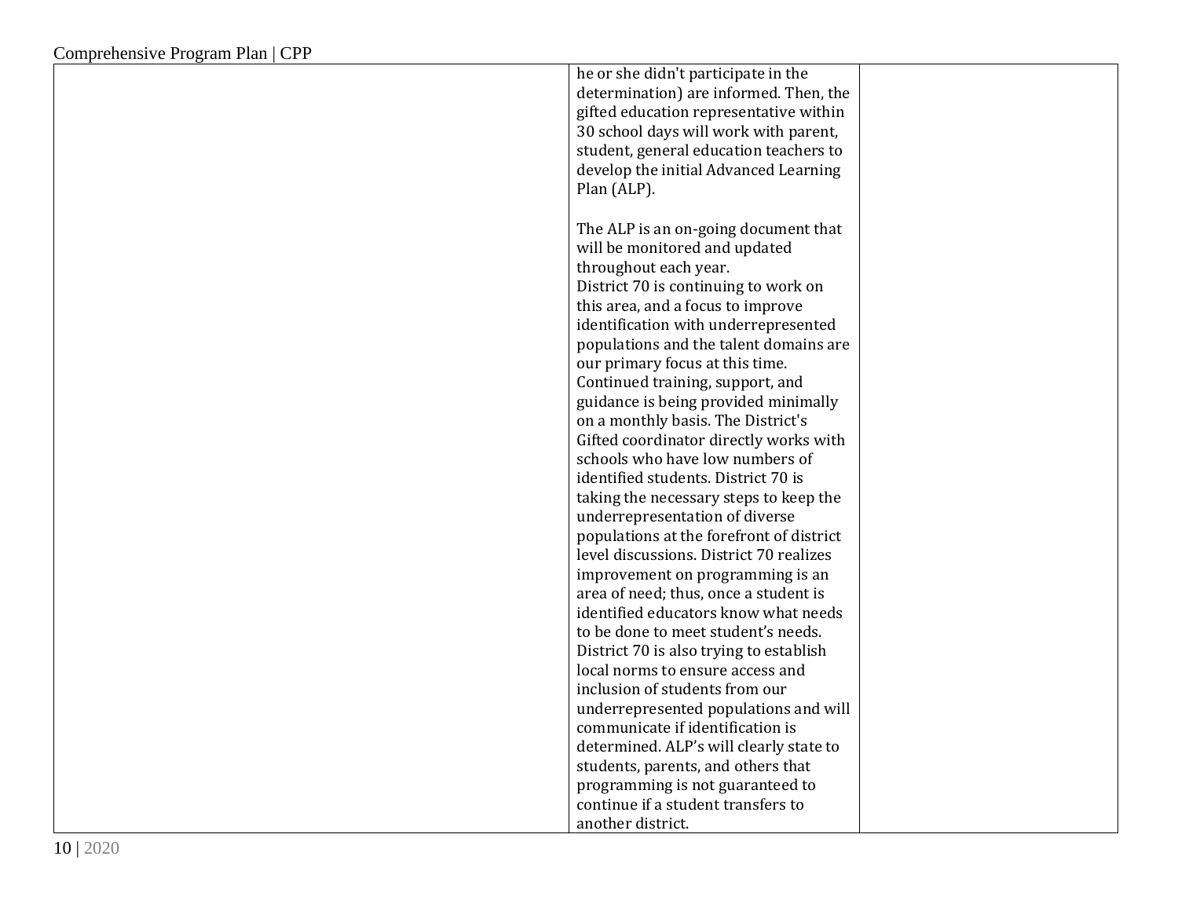| | | |
|---|---|---|
| | he or she didn't participate in the determination) are informed. Then, the gifted education representative within 30 school days will work with parent, student, general education teachers to develop the initial Advanced Learning Plan (ALP).<br><br>The ALP is an on-going document that will be monitored and updated throughout each year.<br>District 70 is continuing to work on this area, and a focus to improve identification with underrepresented populations and the talent domains are our primary focus at this time. Continued training, support, and guidance is being provided minimally on a monthly basis. The District's Gifted coordinator directly works with schools who have low numbers of identified students. District 70 is taking the necessary steps to keep the underrepresentation of diverse populations at the forefront of district level discussions. District 70 realizes improvement on programming is an area of need; thus, once a student is identified educators know what needs to be done to meet student's needs. District 70 is also trying to establish local norms to ensure access and inclusion of students from our underrepresented populations and will communicate if identification is determined. ALP's will clearly state to students, parents, and others that programming is not guaranteed to continue if a student transfers to another district. | |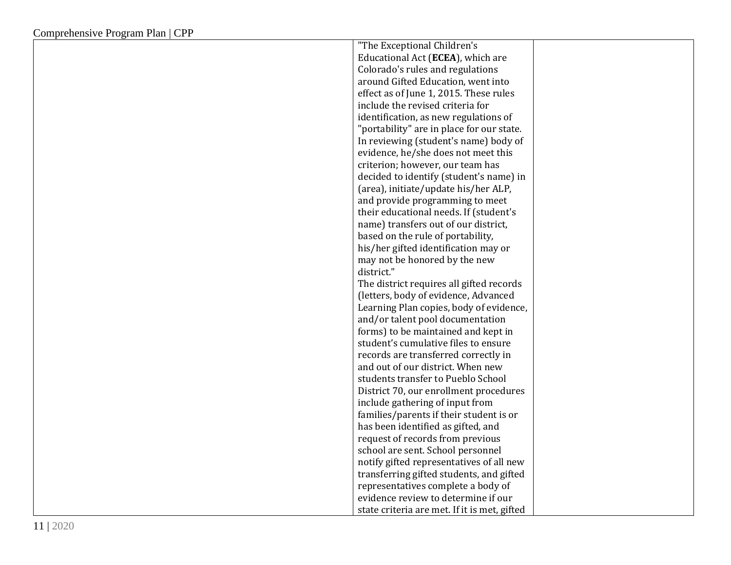| | | |
|---|---|---|
| | "The Exceptional Children's Educational Act (**ECEA**), which are Colorado's rules and regulations around Gifted Education, went into effect as of June 1, 2015. These rules include the revised criteria for identification, as new regulations of "portability" are in place for our state. In reviewing (student's name) body of evidence, he/she does not meet this criterion; however, our team has decided to identify (student's name) in (area), initiate/update his/her ALP, and provide programming to meet their educational needs. If (student's name) transfers out of our district, based on the rule of portability, his/her gifted identification may or may not be honored by the new district."<br>The district requires all gifted records (letters, body of evidence, Advanced Learning Plan copies, body of evidence, and/or talent pool documentation forms) to be maintained and kept in student's cumulative files to ensure records are transferred correctly in and out of our district. When new students transfer to Pueblo School District 70, our enrollment procedures include gathering of input from families/parents if their student is or has been identified as gifted, and request of records from previous school are sent. School personnel notify gifted representatives of all new transferring gifted students, and gifted representatives complete a body of evidence review to determine if our state criteria are met. If it is met, gifted | |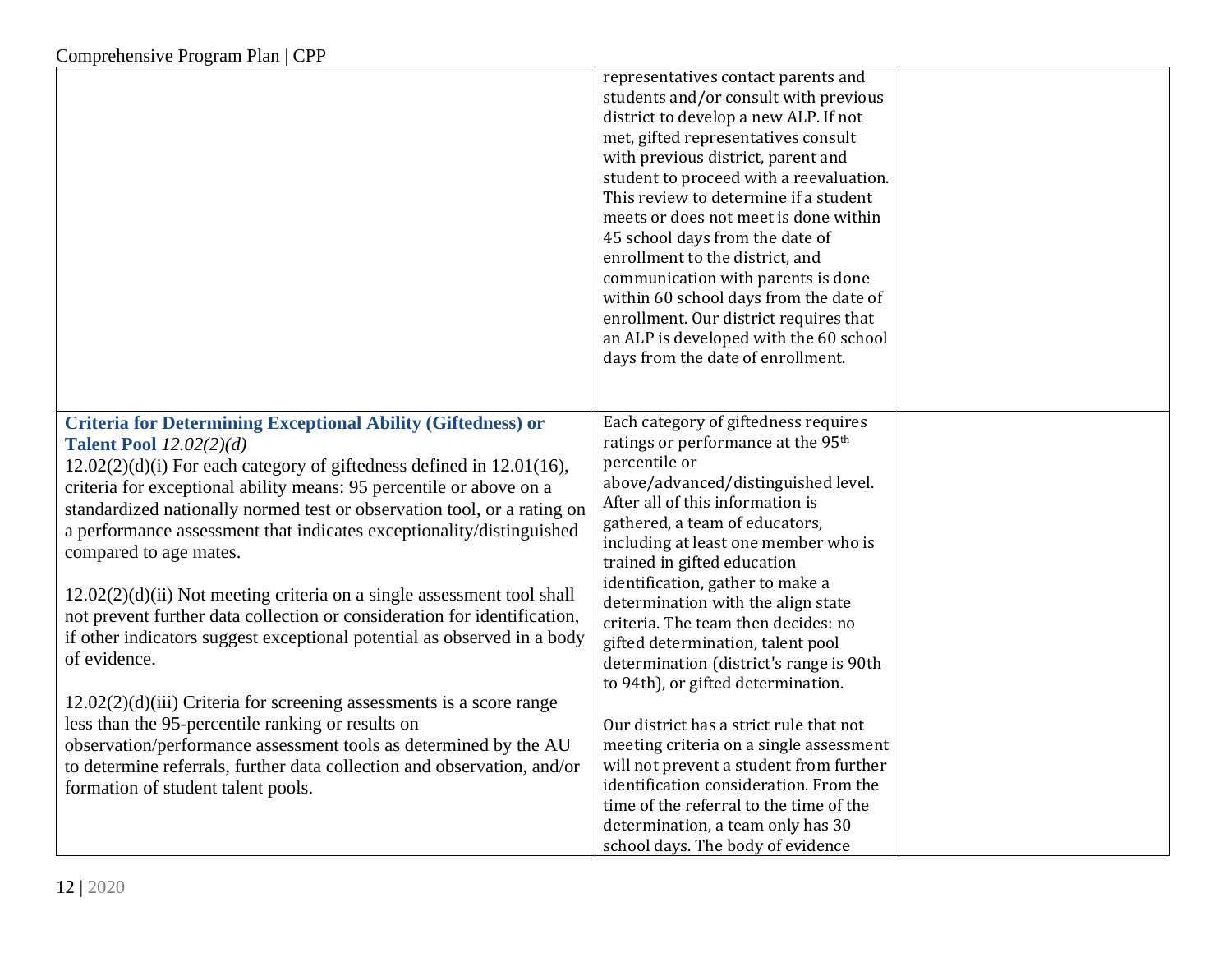| | | |
|---|---|---|
| | representatives contact parents and students and/or consult with previous district to develop a new ALP. If not met, gifted representatives consult with previous district, parent and student to proceed with a reevaluation. This review to determine if a student meets or does not meet is done within 45 school days from the date of enrollment to the district, and communication with parents is done within 60 school days from the date of enrollment. Our district requires that an ALP is developed with the 60 school days from the date of enrollment. | |
| **Criteria for Determining Exceptional Ability (Giftedness) or Talent Pool** *12.02(2)(d)*<br>12.02(2)(d)(i) For each category of giftedness defined in 12.01(16), criteria for exceptional ability means: 95 percentile or above on a standardized nationally normed test or observation tool, or a rating on a performance assessment that indicates exceptionality/distinguished compared to age mates.<br><br>12.02(2)(d)(ii) Not meeting criteria on a single assessment tool shall not prevent further data collection or consideration for identification, if other indicators suggest exceptional potential as observed in a body of evidence.<br><br>12.02(2)(d)(iii) Criteria for screening assessments is a score range less than the 95-percentile ranking or results on observation/performance assessment tools as determined by the AU to determine referrals, further data collection and observation, and/or formation of student talent pools. | Each category of giftedness requires ratings or performance at the 95th percentile or above/advanced/distinguished level. After all of this information is gathered, a team of educators, including at least one member who is trained in gifted education identification, gather to make a determination with the align state criteria. The team then decides: no gifted determination, talent pool determination (district's range is 90th to 94th), or gifted determination.<br><br>Our district has a strict rule that not meeting criteria on a single assessment will not prevent a student from further identification consideration. From the time of the referral to the time of the determination, a team only has 30 school days. The body of evidence | |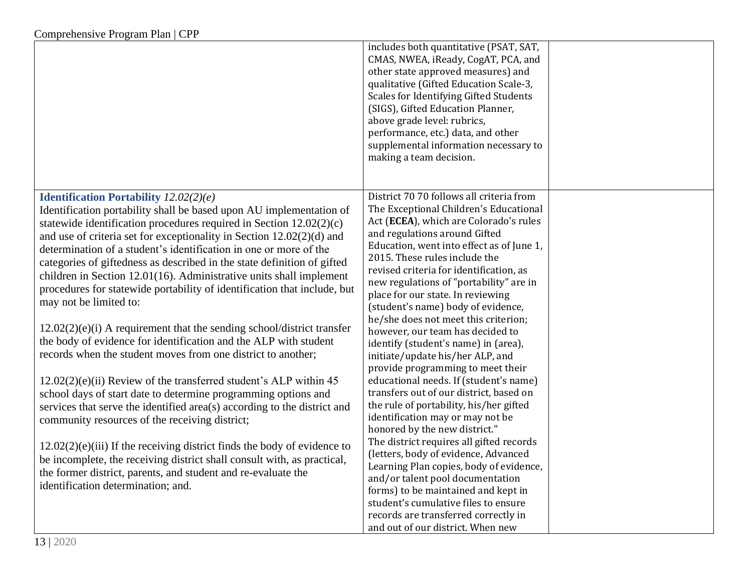| | | |
|---|---|---|
| | includes both quantitative (PSAT, SAT, CMAS, NWEA, iReady, CogAT, PCA, and other state approved measures) and qualitative (Gifted Education Scale-3, Scales for Identifying Gifted Students (SIGS), Gifted Education Planner, above grade level: rubrics, performance, etc.) data, and other supplemental information necessary to making a team decision. | |
| **Identification Portability** *12.02(2)(e)*<br>Identification portability shall be based upon AU implementation of statewide identification procedures required in Section 12.02(2)(c) and use of criteria set for exceptionality in Section 12.02(2)(d) and determination of a student's identification in one or more of the categories of giftedness as described in the state definition of gifted children in Section 12.01(16). Administrative units shall implement procedures for statewide portability of identification that include, but may not be limited to:<br><br>12.02(2)(e)(i) A requirement that the sending school/district transfer the body of evidence for identification and the ALP with student records when the student moves from one district to another;<br><br>12.02(2)(e)(ii) Review of the transferred student's ALP within 45 school days of start date to determine programming options and services that serve the identified area(s) according to the district and community resources of the receiving district;<br><br>12.02(2)(e)(iii) If the receiving district finds the body of evidence to be incomplete, the receiving district shall consult with, as practical, the former district, parents, and student and re-evaluate the identification determination; and. | District 70 70 follows all criteria from The Exceptional Children's Educational Act (**ECEA**), which are Colorado's rules and regulations around Gifted Education, went into effect as of June 1, 2015. These rules include the revised criteria for identification, as new regulations of "portability" are in place for our state. In reviewing (student's name) body of evidence, he/she does not meet this criterion; however, our team has decided to identify (student's name) in (area), initiate/update his/her ALP, and provide programming to meet their educational needs. If (student's name) transfers out of our district, based on the rule of portability, his/her gifted identification may or may not be honored by the new district."<br>The district requires all gifted records (letters, body of evidence, Advanced Learning Plan copies, body of evidence, and/or talent pool documentation forms) to be maintained and kept in student's cumulative files to ensure records are transferred correctly in and out of our district. When new | |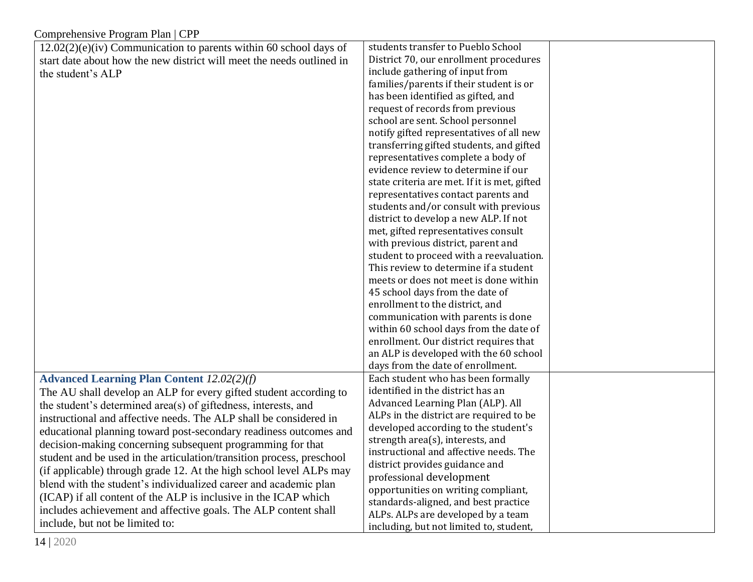| | | |
|---|---|---|
| 12.02(2)(e)(iv) Communication to parents within 60 school days of start date about how the new district will meet the needs outlined in the student's ALP | students transfer to Pueblo School District 70, our enrollment procedures include gathering of input from families/parents if their student is or has been identified as gifted, and request of records from previous school are sent. School personnel notify gifted representatives of all new transferring gifted students, and gifted representatives complete a body of evidence review to determine if our state criteria are met. If it is met, gifted representatives contact parents and students and/or consult with previous district to develop a new ALP. If not met, gifted representatives consult with previous district, parent and student to proceed with a reevaluation. This review to determine if a student meets or does not meet is done within 45 school days from the date of enrollment to the district, and communication with parents is done within 60 school days from the date of enrollment. Our district requires that an ALP is developed with the 60 school days from the date of enrollment. | |
| **Advanced Learning Plan Content** *12.02(2)(f)* The AU shall develop an ALP for every gifted student according to the student's determined area(s) of giftedness, interests, and instructional and affective needs. The ALP shall be considered in educational planning toward post-secondary readiness outcomes and decision-making concerning subsequent programming for that student and be used in the articulation/transition process, preschool (if applicable) through grade 12. At the high school level ALPs may blend with the student's individualized career and academic plan (ICAP) if all content of the ALP is inclusive in the ICAP which includes achievement and affective goals. The ALP content shall include, but not be limited to: | Each student who has been formally identified in the district has an Advanced Learning Plan (ALP). All ALPs in the district are required to be developed according to the student's strength area(s), interests, and instructional and affective needs. The district provides guidance and professional development opportunities on writing compliant, standards-aligned, and best practice ALPs. ALPs are developed by a team including, but not limited to, student, | |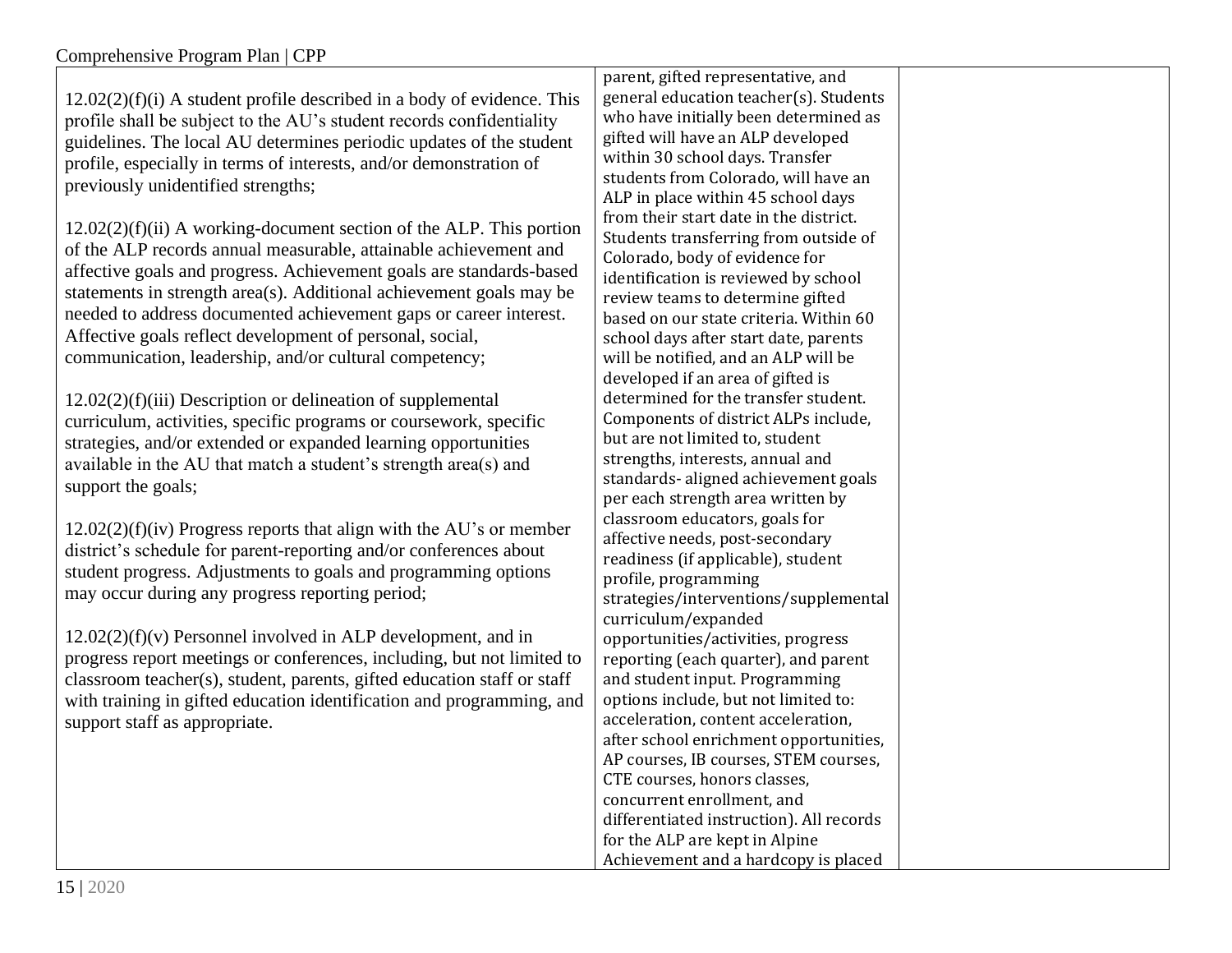| | | |
|---|---|---|
| 12.02(2)(f)(i) A student profile described in a body of evidence. This profile shall be subject to the AU's student records confidentiality guidelines. The local AU determines periodic updates of the student profile, especially in terms of interests, and/or demonstration of previously unidentified strengths;<br><br>12.02(2)(f)(ii) A working-document section of the ALP. This portion of the ALP records annual measurable, attainable achievement and affective goals and progress. Achievement goals are standards-based statements in strength area(s). Additional achievement goals may be needed to address documented achievement gaps or career interest. Affective goals reflect development of personal, social, communication, leadership, and/or cultural competency;<br><br>12.02(2)(f)(iii) Description or delineation of supplemental curriculum, activities, specific programs or coursework, specific strategies, and/or extended or expanded learning opportunities available in the AU that match a student's strength area(s) and support the goals;<br><br>12.02(2)(f)(iv) Progress reports that align with the AU's or member district's schedule for parent-reporting and/or conferences about student progress. Adjustments to goals and programming options may occur during any progress reporting period;<br><br>12.02(2)(f)(v) Personnel involved in ALP development, and in progress report meetings or conferences, including, but not limited to classroom teacher(s), student, parents, gifted education staff or staff with training in gifted education identification and programming, and support staff as appropriate. | parent, gifted representative, and general education teacher(s). Students who have initially been determined as gifted will have an ALP developed within 30 school days. Transfer students from Colorado, will have an ALP in place within 45 school days from their start date in the district. Students transferring from outside of Colorado, body of evidence for identification is reviewed by school review teams to determine gifted based on our state criteria. Within 60 school days after start date, parents will be notified, and an ALP will be developed if an area of gifted is determined for the transfer student. Components of district ALPs include, but are not limited to, student strengths, interests, annual and standards- aligned achievement goals per each strength area written by classroom educators, goals for affective needs, post-secondary readiness (if applicable), student profile, programming strategies/interventions/supplemental curriculum/expanded opportunities/activities, progress reporting (each quarter), and parent and student input. Programming options include, but not limited to: acceleration, content acceleration, after school enrichment opportunities, AP courses, IB courses, STEM courses, CTE courses, honors classes, concurrent enrollment, and differentiated instruction). All records for the ALP are kept in Alpine Achievement and a hardcopy is placed | |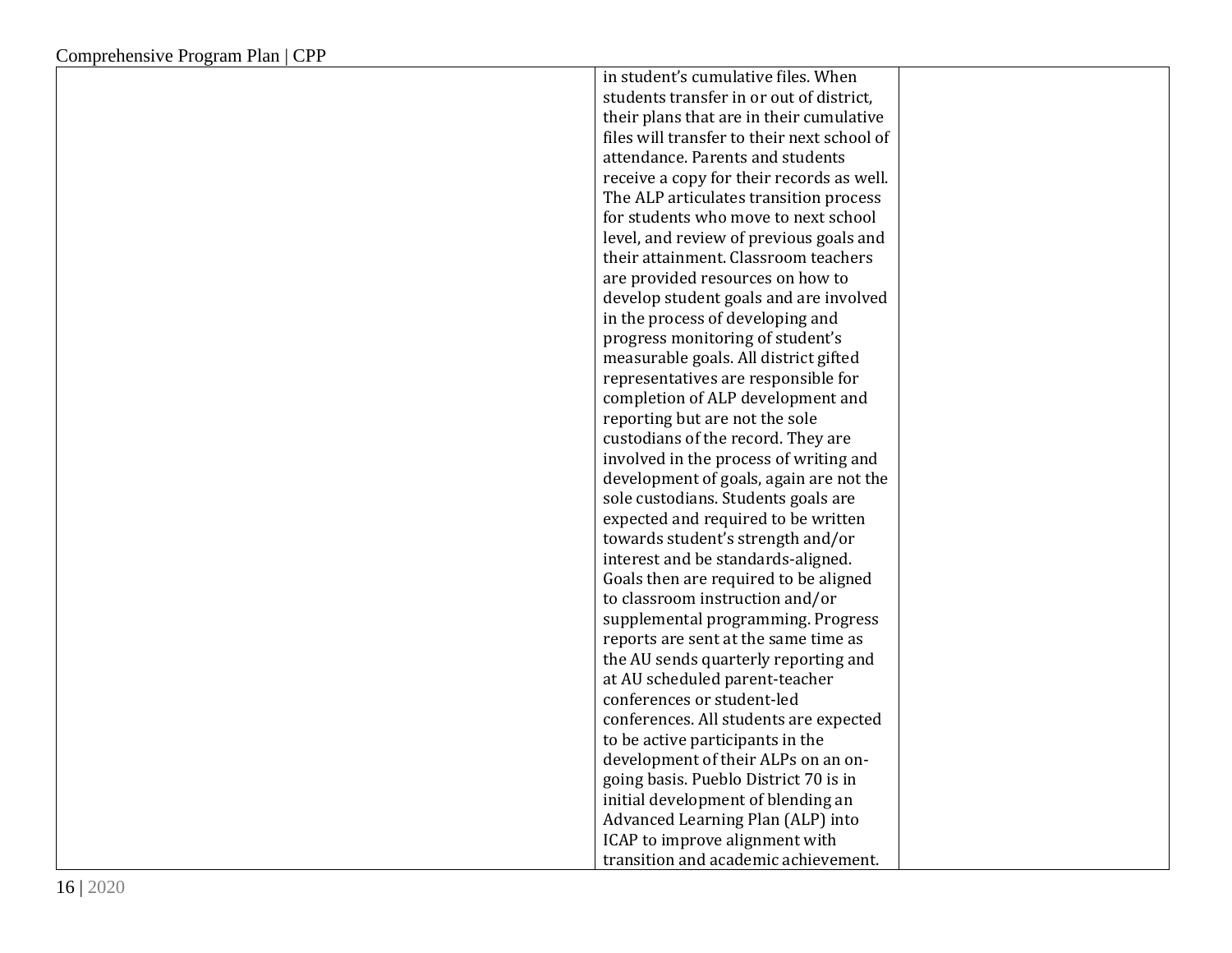|  | in student's cumulative files. When students transfer in or out of district, their plans that are in their cumulative files will transfer to their next school of attendance. Parents and students receive a copy for their records as well. The ALP articulates transition process for students who move to next school level, and review of previous goals and their attainment. Classroom teachers are provided resources on how to develop student goals and are involved in the process of developing and progress monitoring of student's measurable goals. All district gifted representatives are responsible for completion of ALP development and reporting but are not the sole custodians of the record. They are involved in the process of writing and development of goals, again are not the sole custodians. Students goals are expected and required to be written towards student's strength and/or interest and be standards-aligned. Goals then are required to be aligned to classroom instruction and/or supplemental programming. Progress reports are sent at the same time as the AU sends quarterly reporting and at AU scheduled parent-teacher conferences or student-led conferences. All students are expected to be active participants in the development of their ALPs on an on-going basis. Pueblo District 70 is in initial development of blending an Advanced Learning Plan (ALP) into ICAP to improve alignment with transition and academic achievement. |  |
|---|---|---|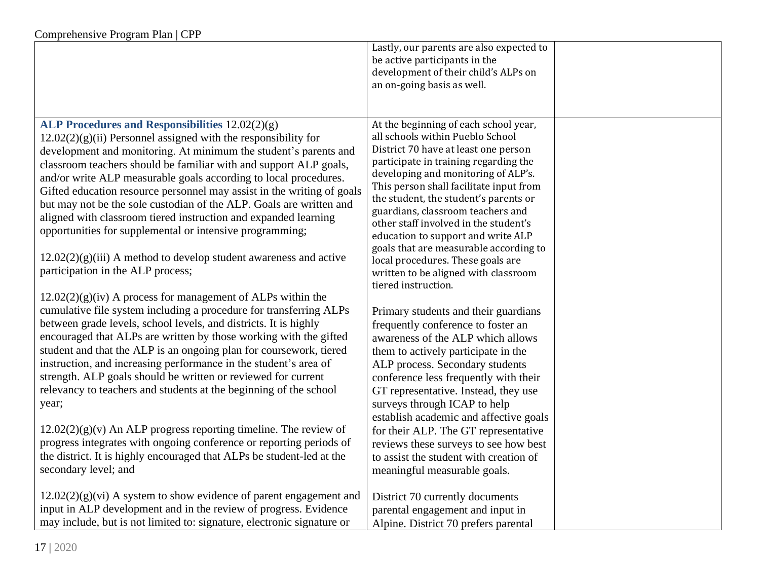| | | |
|---|---|---|
| | Lastly, our parents are also expected to be active participants in the development of their child's ALPs on an on-going basis as well. | |
| **ALP Procedures and Responsibilities** 12.02(2)(g)<br>12.02(2)(g)(ii) Personnel assigned with the responsibility for development and monitoring. At minimum the student's parents and classroom teachers should be familiar with and support ALP goals, and/or write ALP measurable goals according to local procedures. Gifted education resource personnel may assist in the writing of goals but may not be the sole custodian of the ALP. Goals are written and aligned with classroom tiered instruction and expanded learning opportunities for supplemental or intensive programming;<br><br>12.02(2)(g)(iii) A method to develop student awareness and active participation in the ALP process;<br><br>12.02(2)(g)(iv) A process for management of ALPs within the cumulative file system including a procedure for transferring ALPs between grade levels, school levels, and districts. It is highly encouraged that ALPs are written by those working with the gifted student and that the ALP is an ongoing plan for coursework, tiered instruction, and increasing performance in the student's area of strength. ALP goals should be written or reviewed for current relevancy to teachers and students at the beginning of the school year;<br><br>12.02(2)(g)(v) An ALP progress reporting timeline. The review of progress integrates with ongoing conference or reporting periods of the district. It is highly encouraged that ALPs be student-led at the secondary level; and<br><br>12.02(2)(g)(vi) A system to show evidence of parent engagement and input in ALP development and in the review of progress. Evidence may include, but is not limited to: signature, electronic signature or | At the beginning of each school year, all schools within Pueblo School District 70 have at least one person participate in training regarding the developing and monitoring of ALP's. This person shall facilitate input from the student, the student's parents or guardians, classroom teachers and other staff involved in the student's education to support and write ALP goals that are measurable according to local procedures. These goals are written to be aligned with classroom tiered instruction.<br><br>Primary students and their guardians frequently conference to foster an awareness of the ALP which allows them to actively participate in the ALP process. Secondary students conference less frequently with their GT representative. Instead, they use surveys through ICAP to help establish academic and affective goals for their ALP. The GT representative reviews these surveys to see how best to assist the student with creation of meaningful measurable goals.<br><br>District 70 currently documents parental engagement and input in Alpine. District 70 prefers parental | |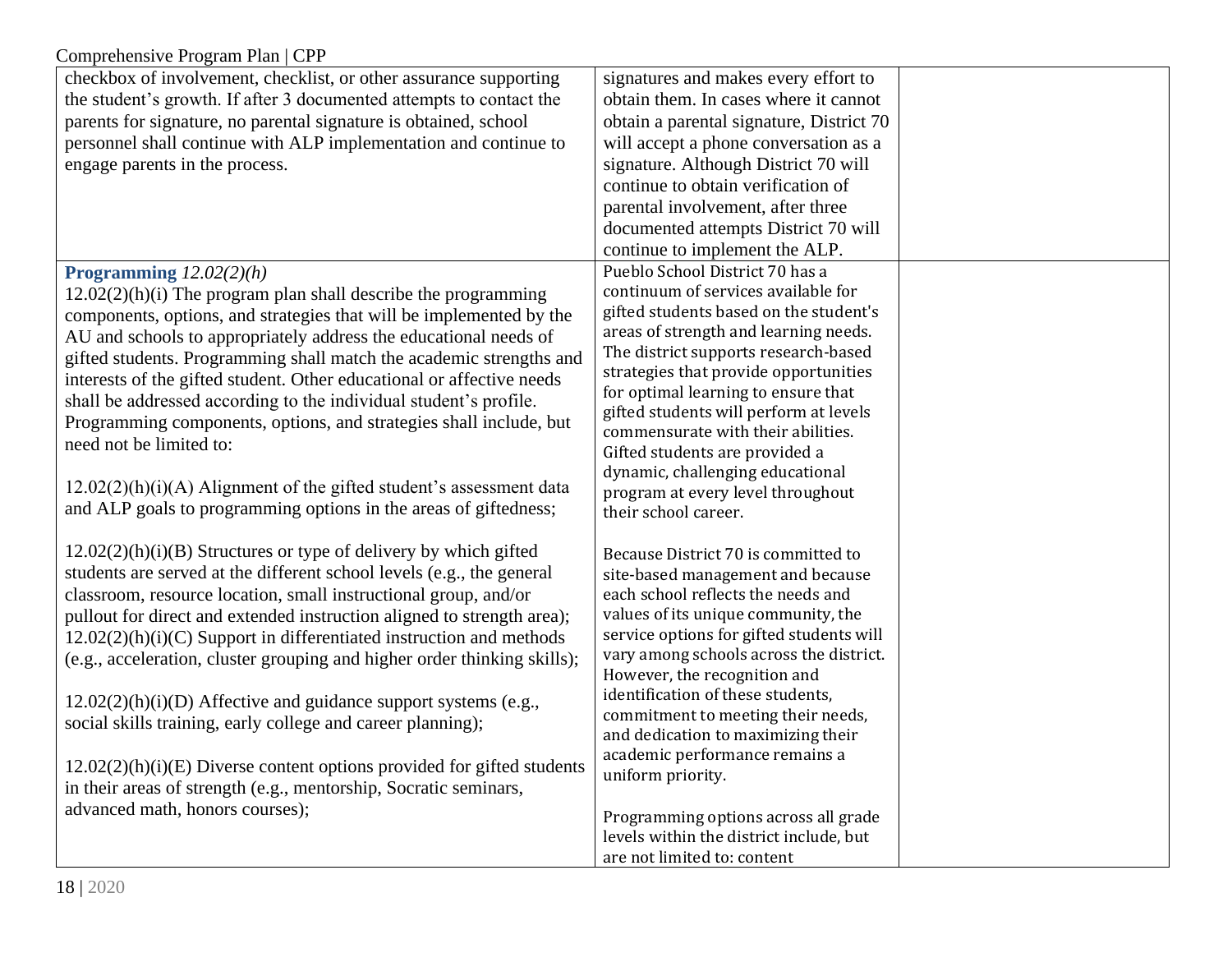| | | |
|---|---|---|
| checkbox of involvement, checklist, or other assurance supporting the student's growth. If after 3 documented attempts to contact the parents for signature, no parental signature is obtained, school personnel shall continue with ALP implementation and continue to engage parents in the process. | signatures and makes every effort to obtain them. In cases where it cannot obtain a parental signature, District 70 will accept a phone conversation as a signature. Although District 70 will continue to obtain verification of parental involvement, after three documented attempts District 70 will continue to implement the ALP. | |
| **Programming** *12.02(2)(h)*<br>12.02(2)(h)(i) The program plan shall describe the programming components, options, and strategies that will be implemented by the AU and schools to appropriately address the educational needs of gifted students. Programming shall match the academic strengths and interests of the gifted student. Other educational or affective needs shall be addressed according to the individual student's profile. Programming components, options, and strategies shall include, but need not be limited to:<br><br>12.02(2)(h)(i)(A) Alignment of the gifted student's assessment data and ALP goals to programming options in the areas of giftedness;<br><br>12.02(2)(h)(i)(B) Structures or type of delivery by which gifted students are served at the different school levels (e.g., the general classroom, resource location, small instructional group, and/or pullout for direct and extended instruction aligned to strength area);<br>12.02(2)(h)(i)(C) Support in differentiated instruction and methods (e.g., acceleration, cluster grouping and higher order thinking skills);<br><br>12.02(2)(h)(i)(D) Affective and guidance support systems (e.g., social skills training, early college and career planning);<br><br>12.02(2)(h)(i)(E) Diverse content options provided for gifted students in their areas of strength (e.g., mentorship, Socratic seminars, advanced math, honors courses); | Pueblo School District 70 has a continuum of services available for gifted students based on the student's areas of strength and learning needs. The district supports research-based strategies that provide opportunities for optimal learning to ensure that gifted students will perform at levels commensurate with their abilities. Gifted students are provided a dynamic, challenging educational program at every level throughout their school career.<br><br>Because District 70 is committed to site-based management and because each school reflects the needs and values of its unique community, the service options for gifted students will vary among schools across the district. However, the recognition and identification of these students, commitment to meeting their needs, and dedication to maximizing their academic performance remains a uniform priority.<br><br>Programming options across all grade levels within the district include, but are not limited to: content | |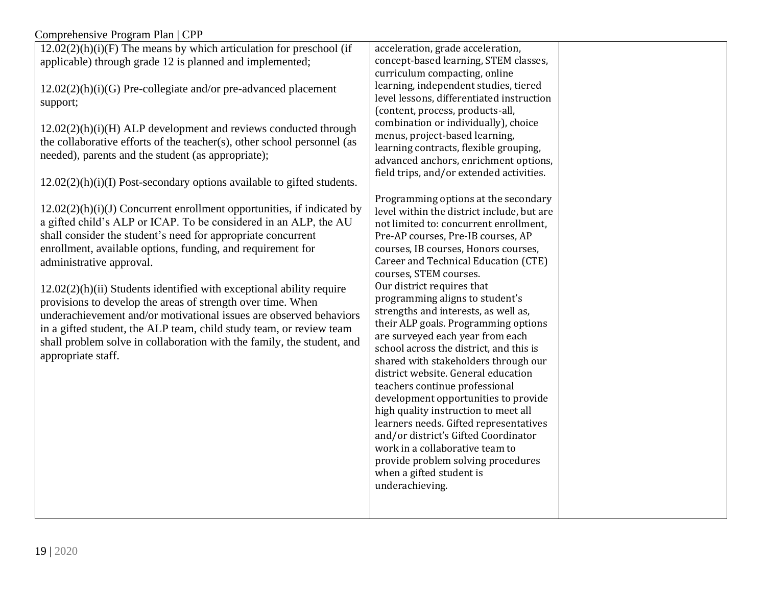| | | |
|---|---|---|
| 12.02(2)(h)(i)(F) The means by which articulation for preschool (if applicable) through grade 12 is planned and implemented;<br><br>12.02(2)(h)(i)(G) Pre-collegiate and/or pre-advanced placement support;<br><br>12.02(2)(h)(i)(H) ALP development and reviews conducted through the collaborative efforts of the teacher(s), other school personnel (as needed), parents and the student (as appropriate);<br><br>12.02(2)(h)(i)(I) Post-secondary options available to gifted students.<br><br>12.02(2)(h)(i)(J) Concurrent enrollment opportunities, if indicated by a gifted child's ALP or ICAP. To be considered in an ALP, the AU shall consider the student's need for appropriate concurrent enrollment, available options, funding, and requirement for administrative approval.<br><br>12.02(2)(h)(ii) Students identified with exceptional ability require provisions to develop the areas of strength over time. When underachievement and/or motivational issues are observed behaviors in a gifted student, the ALP team, child study team, or review team shall problem solve in collaboration with the family, the student, and appropriate staff. | acceleration, grade acceleration, concept-based learning, STEM classes, curriculum compacting, online learning, independent studies, tiered level lessons, differentiated instruction (content, process, products-all, combination or individually), choice menus, project-based learning, learning contracts, flexible grouping, advanced anchors, enrichment options, field trips, and/or extended activities.<br><br>Programming options at the secondary level within the district include, but are not limited to: concurrent enrollment, Pre-AP courses, Pre-IB courses, AP courses, IB courses, Honors courses, Career and Technical Education (CTE) courses, STEM courses.<br>Our district requires that programming aligns to student's strengths and interests, as well as, their ALP goals. Programming options are surveyed each year from each school across the district, and this is shared with stakeholders through our district website. General education teachers continue professional development opportunities to provide high quality instruction to meet all learners needs. Gifted representatives and/or district's Gifted Coordinator work in a collaborative team to provide problem solving procedures when a gifted student is underachieving. | |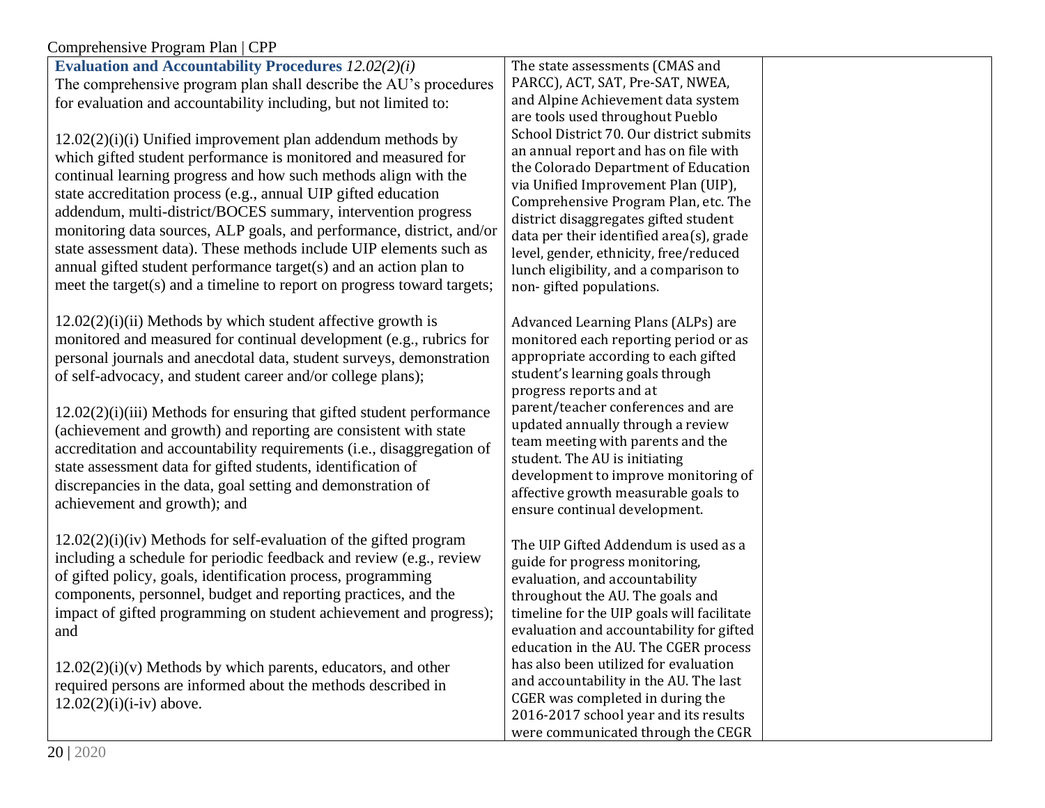| | | |
|---|---|---|
| **Evaluation and Accountability Procedures** *12.02(2)(i)*<br>The comprehensive program plan shall describe the AU's procedures for evaluation and accountability including, but not limited to:<br><br>12.02(2)(i)(i) Unified improvement plan addendum methods by which gifted student performance is monitored and measured for continual learning progress and how such methods align with the state accreditation process (e.g., annual UIP gifted education addendum, multi-district/BOCES summary, intervention progress monitoring data sources, ALP goals, and performance, district, and/or state assessment data). These methods include UIP elements such as annual gifted student performance target(s) and an action plan to meet the target(s) and a timeline to report on progress toward targets;<br><br>12.02(2)(i)(ii) Methods by which student affective growth is monitored and measured for continual development (e.g., rubrics for personal journals and anecdotal data, student surveys, demonstration of self-advocacy, and student career and/or college plans);<br><br>12.02(2)(i)(iii) Methods for ensuring that gifted student performance (achievement and growth) and reporting are consistent with state accreditation and accountability requirements (i.e., disaggregation of state assessment data for gifted students, identification of discrepancies in the data, goal setting and demonstration of achievement and growth); and<br><br>12.02(2)(i)(iv) Methods for self-evaluation of the gifted program including a schedule for periodic feedback and review (e.g., review of gifted policy, goals, identification process, programming components, personnel, budget and reporting practices, and the impact of gifted programming on student achievement and progress); and<br><br>12.02(2)(i)(v) Methods by which parents, educators, and other required persons are informed about the methods described in 12.02(2)(i)(i-iv) above. | The state assessments (CMAS and PARCC), ACT, SAT, Pre-SAT, NWEA, and Alpine Achievement data system are tools used throughout Pueblo School District 70. Our district submits an annual report and has on file with the Colorado Department of Education via Unified Improvement Plan (UIP), Comprehensive Program Plan, etc. The district disaggregates gifted student data per their identified area(s), grade level, gender, ethnicity, free/reduced lunch eligibility, and a comparison to non- gifted populations.<br><br>Advanced Learning Plans (ALPs) are monitored each reporting period or as appropriate according to each gifted student's learning goals through progress reports and at parent/teacher conferences and are updated annually through a review team meeting with parents and the student. The AU is initiating development to improve monitoring of affective growth measurable goals to ensure continual development.<br><br>The UIP Gifted Addendum is used as a guide for progress monitoring, evaluation, and accountability throughout the AU. The goals and timeline for the UIP goals will facilitate evaluation and accountability for gifted education in the AU. The CGER process has also been utilized for evaluation and accountability in the AU. The last CGER was completed in during the 2016-2017 school year and its results were communicated through the CEGR | |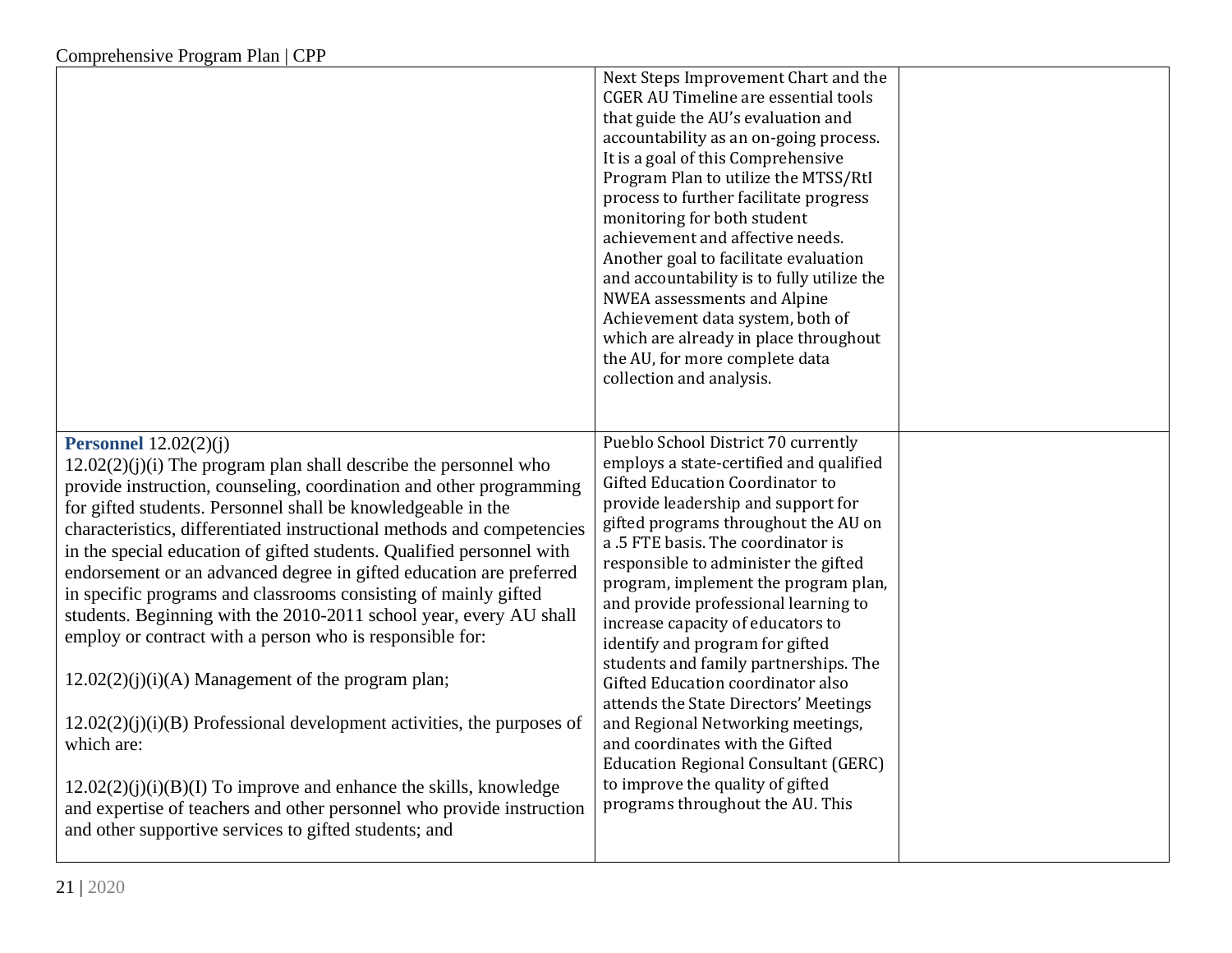| | | |
|---|---|---|
| | Next Steps Improvement Chart and the CGER AU Timeline are essential tools that guide the AU's evaluation and accountability as an on-going process. It is a goal of this Comprehensive Program Plan to utilize the MTSS/RtI process to further facilitate progress monitoring for both student achievement and affective needs. Another goal to facilitate evaluation and accountability is to fully utilize the NWEA assessments and Alpine Achievement data system, both of which are already in place throughout the AU, for more complete data collection and analysis. | |
| **Personnel** 12.02(2)(j)<br>12.02(2)(j)(i) The program plan shall describe the personnel who provide instruction, counseling, coordination and other programming for gifted students. Personnel shall be knowledgeable in the characteristics, differentiated instructional methods and competencies in the special education of gifted students. Qualified personnel with endorsement or an advanced degree in gifted education are preferred in specific programs and classrooms consisting of mainly gifted students. Beginning with the 2010-2011 school year, every AU shall employ or contract with a person who is responsible for:<br><br>12.02(2)(j)(i)(A) Management of the program plan;<br><br>12.02(2)(j)(i)(B) Professional development activities, the purposes of which are:<br><br>12.02(2)(j)(i)(B)(I) To improve and enhance the skills, knowledge and expertise of teachers and other personnel who provide instruction and other supportive services to gifted students; and | Pueblo School District 70 currently employs a state-certified and qualified Gifted Education Coordinator to provide leadership and support for gifted programs throughout the AU on a .5 FTE basis. The coordinator is responsible to administer the gifted program, implement the program plan, and provide professional learning to increase capacity of educators to identify and program for gifted students and family partnerships. The Gifted Education coordinator also attends the State Directors' Meetings and Regional Networking meetings, and coordinates with the Gifted Education Regional Consultant (GERC) to improve the quality of gifted programs throughout the AU. This | |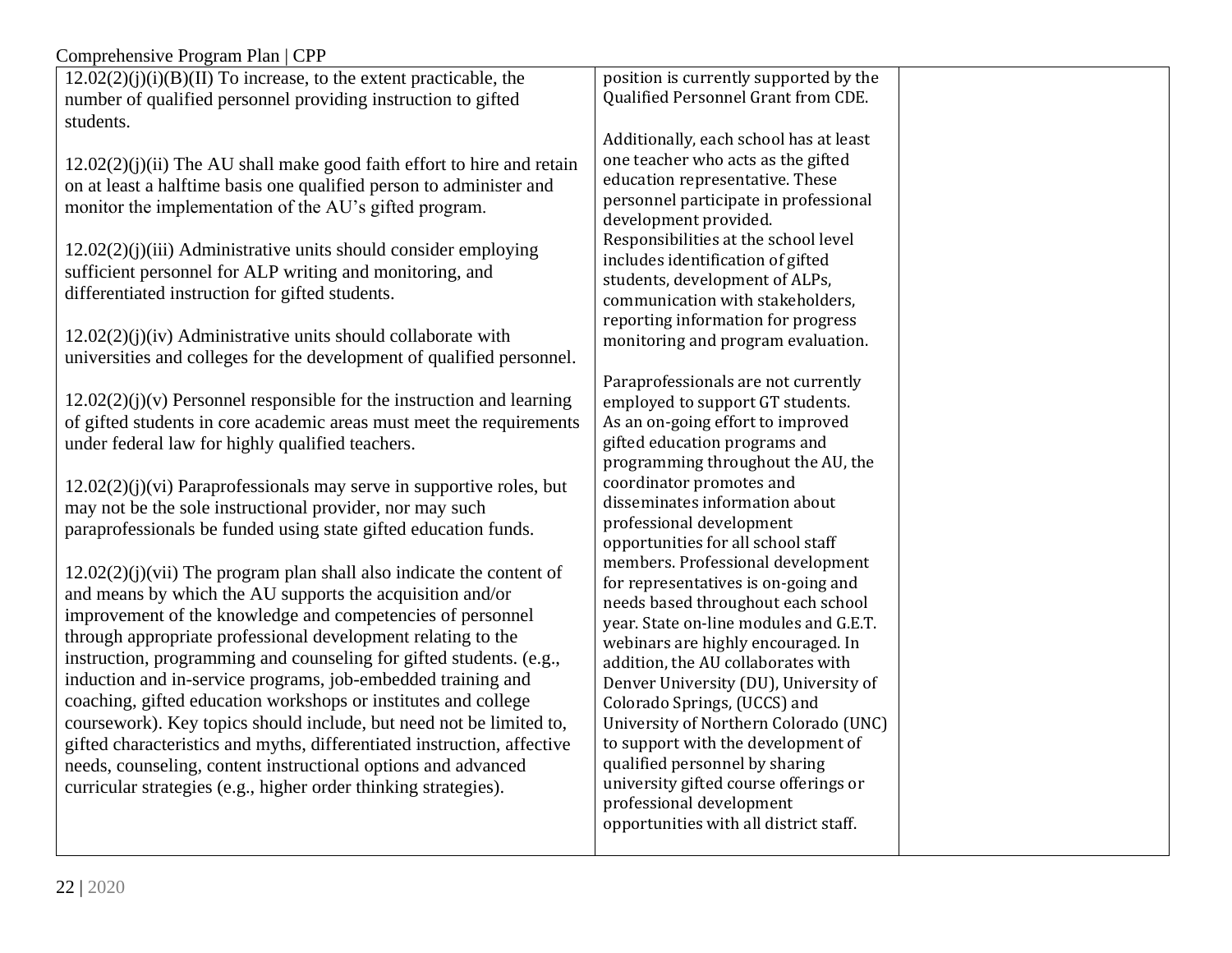| | | |
|---|---|---|
| 12.02(2)(j)(i)(B)(II) To increase, to the extent practicable, the number of qualified personnel providing instruction to gifted students.<br><br>12.02(2)(j)(ii) The AU shall make good faith effort to hire and retain on at least a halftime basis one qualified person to administer and monitor the implementation of the AU's gifted program.<br><br>12.02(2)(j)(iii) Administrative units should consider employing sufficient personnel for ALP writing and monitoring, and differentiated instruction for gifted students.<br><br>12.02(2)(j)(iv) Administrative units should collaborate with universities and colleges for the development of qualified personnel.<br><br>12.02(2)(j)(v) Personnel responsible for the instruction and learning of gifted students in core academic areas must meet the requirements under federal law for highly qualified teachers.<br><br>12.02(2)(j)(vi) Paraprofessionals may serve in supportive roles, but may not be the sole instructional provider, nor may such paraprofessionals be funded using state gifted education funds.<br><br>12.02(2)(j)(vii) The program plan shall also indicate the content of and means by which the AU supports the acquisition and/or improvement of the knowledge and competencies of personnel through appropriate professional development relating to the instruction, programming and counseling for gifted students. (e.g., induction and in-service programs, job-embedded training and coaching, gifted education workshops or institutes and college coursework). Key topics should include, but need not be limited to, gifted characteristics and myths, differentiated instruction, affective needs, counseling, content instructional options and advanced curricular strategies (e.g., higher order thinking strategies). | position is currently supported by the Qualified Personnel Grant from CDE.<br><br>Additionally, each school has at least one teacher who acts as the gifted education representative. These personnel participate in professional development provided. Responsibilities at the school level includes identification of gifted students, development of ALPs, communication with stakeholders, reporting information for progress monitoring and program evaluation.<br><br>Paraprofessionals are not currently employed to support GT students. As an on-going effort to improved gifted education programs and programming throughout the AU, the coordinator promotes and disseminates information about professional development opportunities for all school staff members. Professional development for representatives is on-going and needs based throughout each school year. State on-line modules and G.E.T. webinars are highly encouraged. In addition, the AU collaborates with Denver University (DU), University of Colorado Springs, (UCCS) and University of Northern Colorado (UNC) to support with the development of qualified personnel by sharing university gifted course offerings or professional development opportunities with all district staff. | |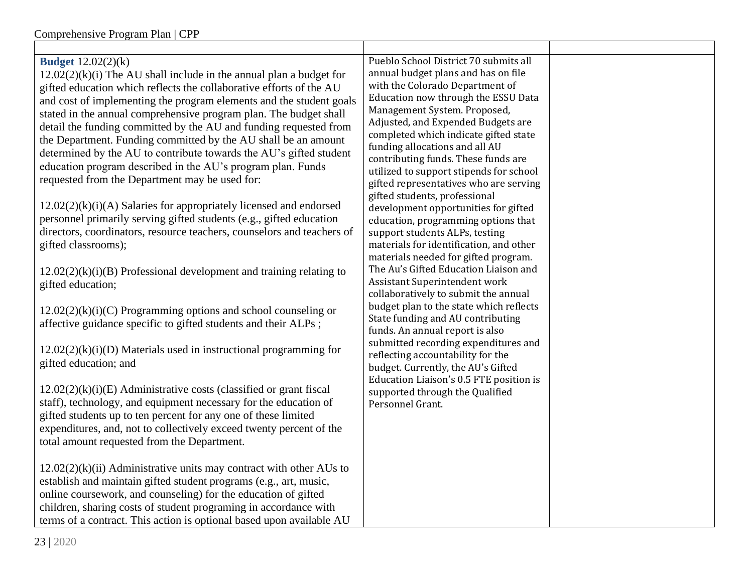| | | |
|---|---|---|
| **Budget** 12.02(2)(k)<br>12.02(2)(k)(i) The AU shall include in the annual plan a budget for gifted education which reflects the collaborative efforts of the AU and cost of implementing the program elements and the student goals stated in the annual comprehensive program plan. The budget shall detail the funding committed by the AU and funding requested from the Department. Funding committed by the AU shall be an amount determined by the AU to contribute towards the AU's gifted student education program described in the AU's program plan. Funds requested from the Department may be used for:<br><br>12.02(2)(k)(i)(A) Salaries for appropriately licensed and endorsed personnel primarily serving gifted students (e.g., gifted education directors, coordinators, resource teachers, counselors and teachers of gifted classrooms);<br><br>12.02(2)(k)(i)(B) Professional development and training relating to gifted education;<br><br>12.02(2)(k)(i)(C) Programming options and school counseling or affective guidance specific to gifted students and their ALPs ;<br><br>12.02(2)(k)(i)(D) Materials used in instructional programming for gifted education; and<br><br>12.02(2)(k)(i)(E) Administrative costs (classified or grant fiscal staff), technology, and equipment necessary for the education of gifted students up to ten percent for any one of these limited expenditures, and, not to collectively exceed twenty percent of the total amount requested from the Department.<br><br>12.02(2)(k)(ii) Administrative units may contract with other AUs to establish and maintain gifted student programs (e.g., art, music, online coursework, and counseling) for the education of gifted children, sharing costs of student programing in accordance with terms of a contract. This action is optional based upon available AU | Pueblo School District 70 submits all annual budget plans and has on file with the Colorado Department of Education now through the ESSU Data Management System. Proposed, Adjusted, and Expended Budgets are completed which indicate gifted state funding allocations and all AU contributing funds. These funds are utilized to support stipends for school gifted representatives who are serving gifted students, professional development opportunities for gifted education, programming options that support students ALPs, testing materials for identification, and other materials needed for gifted program. The Au's Gifted Education Liaison and Assistant Superintendent work collaboratively to submit the annual budget plan to the state which reflects State funding and AU contributing funds. An annual report is also submitted recording expenditures and reflecting accountability for the budget. Currently, the AU's Gifted Education Liaison's 0.5 FTE position is supported through the Qualified Personnel Grant. | |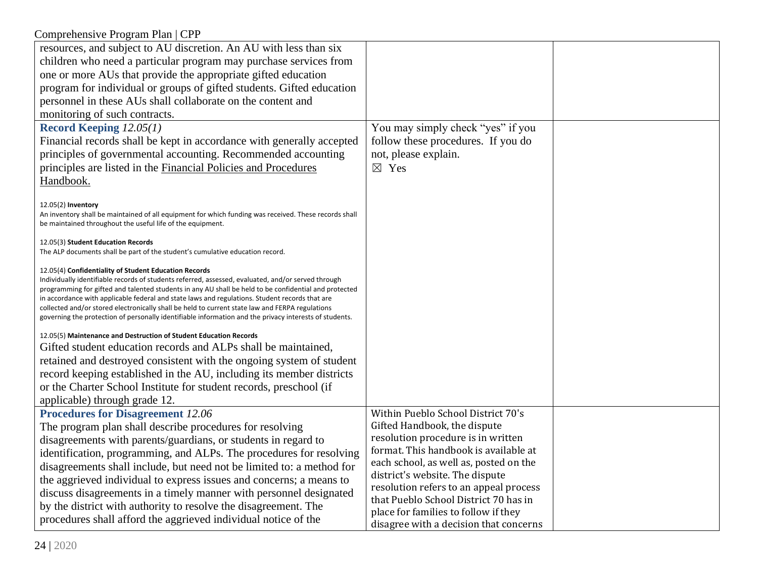| | | |
|---|---|---|
| resources, and subject to AU discretion. An AU with less than six children who need a particular program may purchase services from one or more AUs that provide the appropriate gifted education program for individual or groups of gifted students. Gifted education personnel in these AUs shall collaborate on the content and monitoring of such contracts. | | |
| **Record Keeping** *12.05(1)*<br>Financial records shall be kept in accordance with generally accepted principles of governmental accounting. Recommended accounting principles are listed in the Financial Policies and Procedures Handbook.<br><br>12.05(2) **Inventory**<br>An inventory shall be maintained of all equipment for which funding was received. These records shall be maintained throughout the useful life of the equipment.<br><br>12.05(3) **Student Education Records**<br>The ALP documents shall be part of the student's cumulative education record.<br><br>12.05(4) **Confidentiality of Student Education Records**<br>Individually identifiable records of students referred, assessed, evaluated, and/or served through programming for gifted and talented students in any AU shall be held to be confidential and protected in accordance with applicable federal and state laws and regulations. Student records that are collected and/or stored electronically shall be held to current state law and FERPA regulations governing the protection of personally identifiable information and the privacy interests of students.<br><br>12.05(5) **Maintenance and Destruction of Student Education Records**<br>Gifted student education records and ALPs shall be maintained, retained and destroyed consistent with the ongoing system of student record keeping established in the AU, including its member districts or the Charter School Institute for student records, preschool (if applicable) through grade 12. | You may simply check "yes" if you follow these procedures. If you do not, please explain.<br>☒ Yes | |
| **Procedures for Disagreement** *12.06*<br>The program plan shall describe procedures for resolving disagreements with parents/guardians, or students in regard to identification, programming, and ALPs. The procedures for resolving disagreements shall include, but need not be limited to: a method for the aggrieved individual to express issues and concerns; a means to discuss disagreements in a timely manner with personnel designated by the district with authority to resolve the disagreement. The procedures shall afford the aggrieved individual notice of the | Within Pueblo School District 70's Gifted Handbook, the dispute resolution procedure is in written format. This handbook is available at each school, as well as, posted on the district's website. The dispute resolution refers to an appeal process that Pueblo School District 70 has in place for families to follow if they disagree with a decision that concerns | |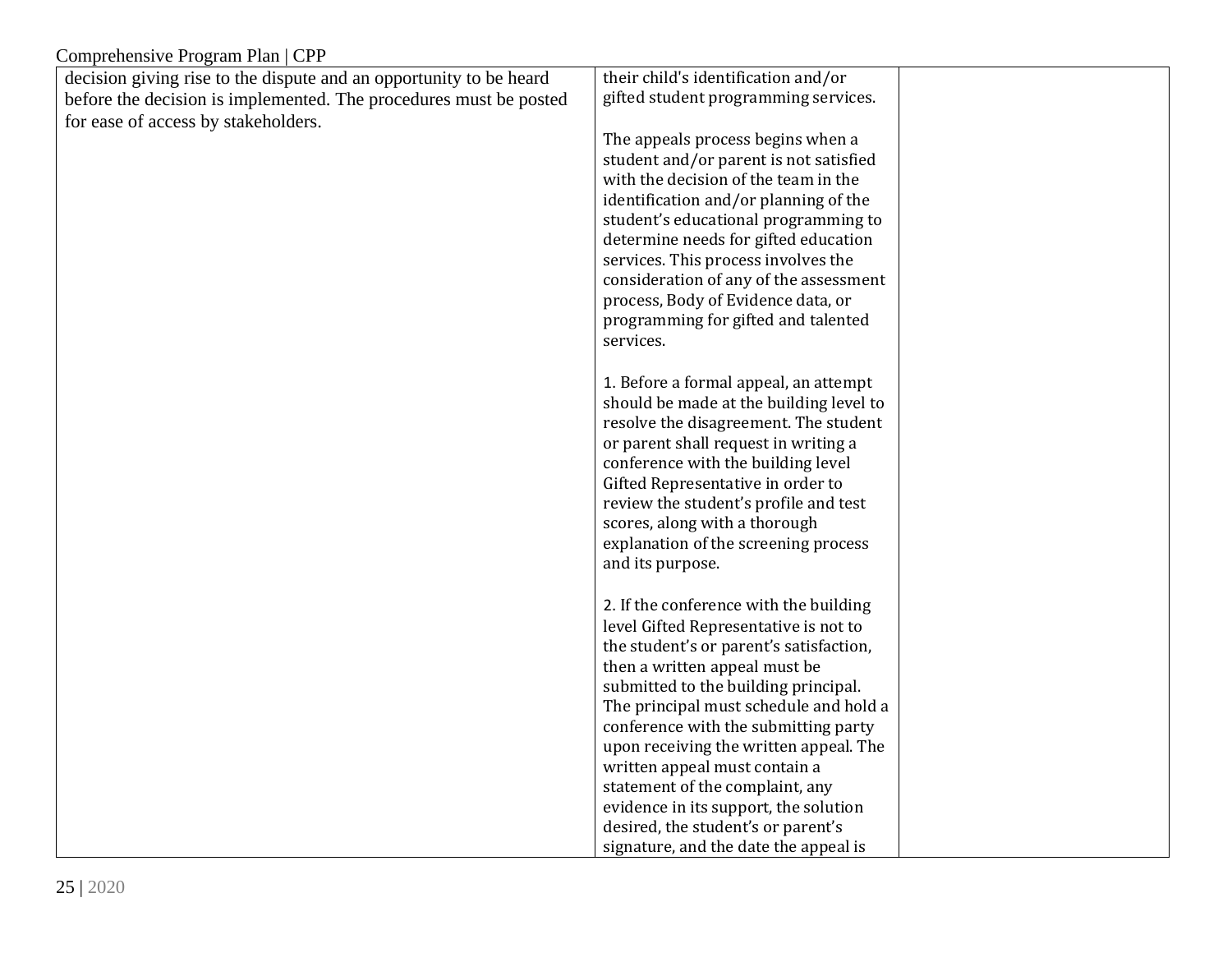| | | |
|---|---|---|
| decision giving rise to the dispute and an opportunity to be heard before the decision is implemented. The procedures must be posted for ease of access by stakeholders. | their child's identification and/or gifted student programming services.<br><br>The appeals process begins when a student and/or parent is not satisfied with the decision of the team in the identification and/or planning of the student's educational programming to determine needs for gifted education services. This process involves the consideration of any of the assessment process, Body of Evidence data, or programming for gifted and talented services.<br><br>1. Before a formal appeal, an attempt should be made at the building level to resolve the disagreement. The student or parent shall request in writing a conference with the building level Gifted Representative in order to review the student's profile and test scores, along with a thorough explanation of the screening process and its purpose.<br><br>2. If the conference with the building level Gifted Representative is not to the student's or parent's satisfaction, then a written appeal must be submitted to the building principal. The principal must schedule and hold a conference with the submitting party upon receiving the written appeal. The written appeal must contain a statement of the complaint, any evidence in its support, the solution desired, the student's or parent's signature, and the date the appeal is | |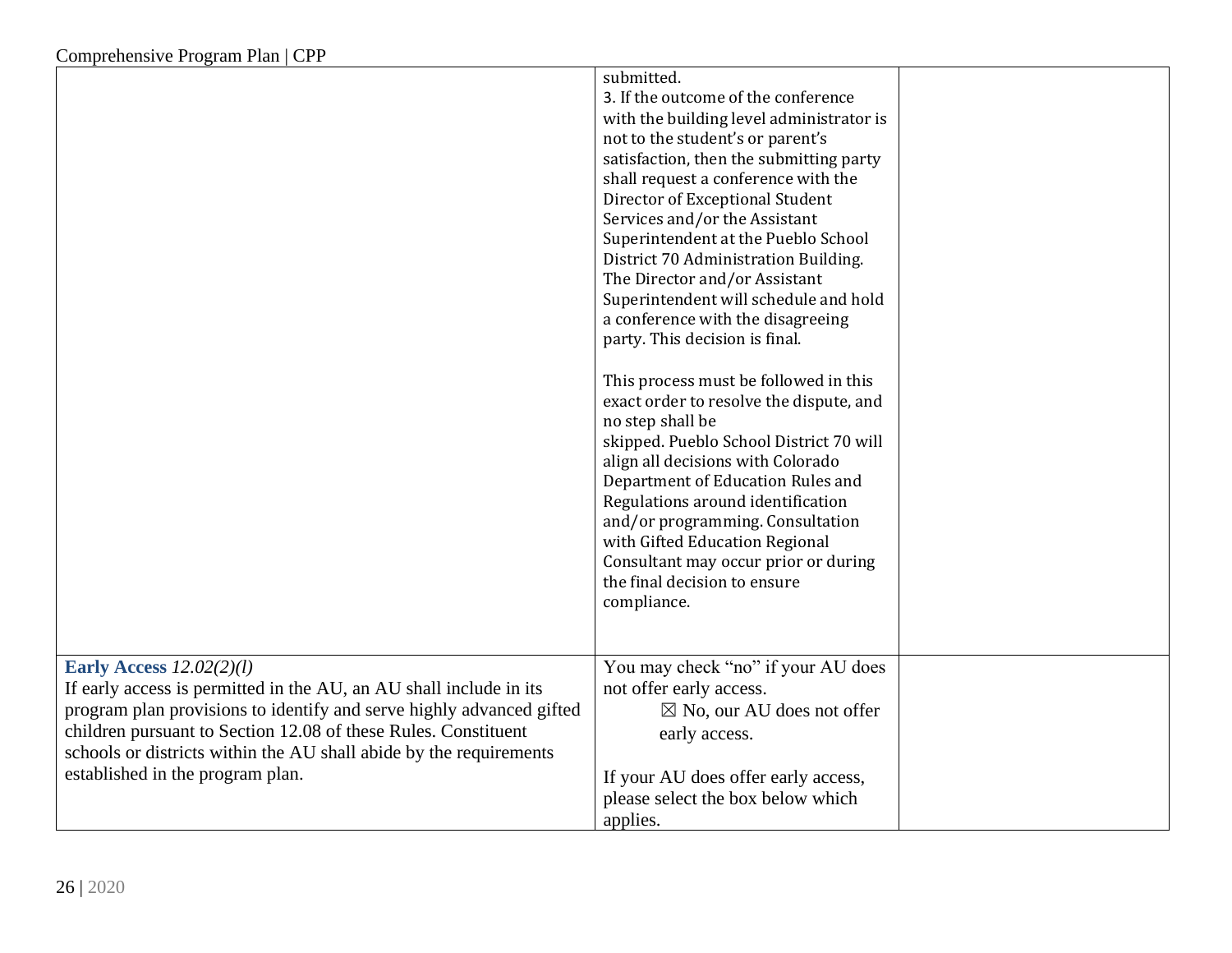| | | |
|---|---|---|
| | submitted.<br>3. If the outcome of the conference with the building level administrator is not to the student's or parent's satisfaction, then the submitting party shall request a conference with the Director of Exceptional Student Services and/or the Assistant Superintendent at the Pueblo School District 70 Administration Building. The Director and/or Assistant Superintendent will schedule and hold a conference with the disagreeing party. This decision is final.<br><br>This process must be followed in this exact order to resolve the dispute, and no step shall be skipped. Pueblo School District 70 will align all decisions with Colorado Department of Education Rules and Regulations around identification and/or programming. Consultation with Gifted Education Regional Consultant may occur prior or during the final decision to ensure compliance. | |
| **Early Access** *12.02(2)(l)*<br>If early access is permitted in the AU, an AU shall include in its program plan provisions to identify and serve highly advanced gifted children pursuant to Section 12.08 of these Rules. Constituent schools or districts within the AU shall abide by the requirements established in the program plan. | You may check "no" if your AU does not offer early access.<br>☒ No, our AU does not offer early access.<br><br>If your AU does offer early access, please select the box below which applies. | |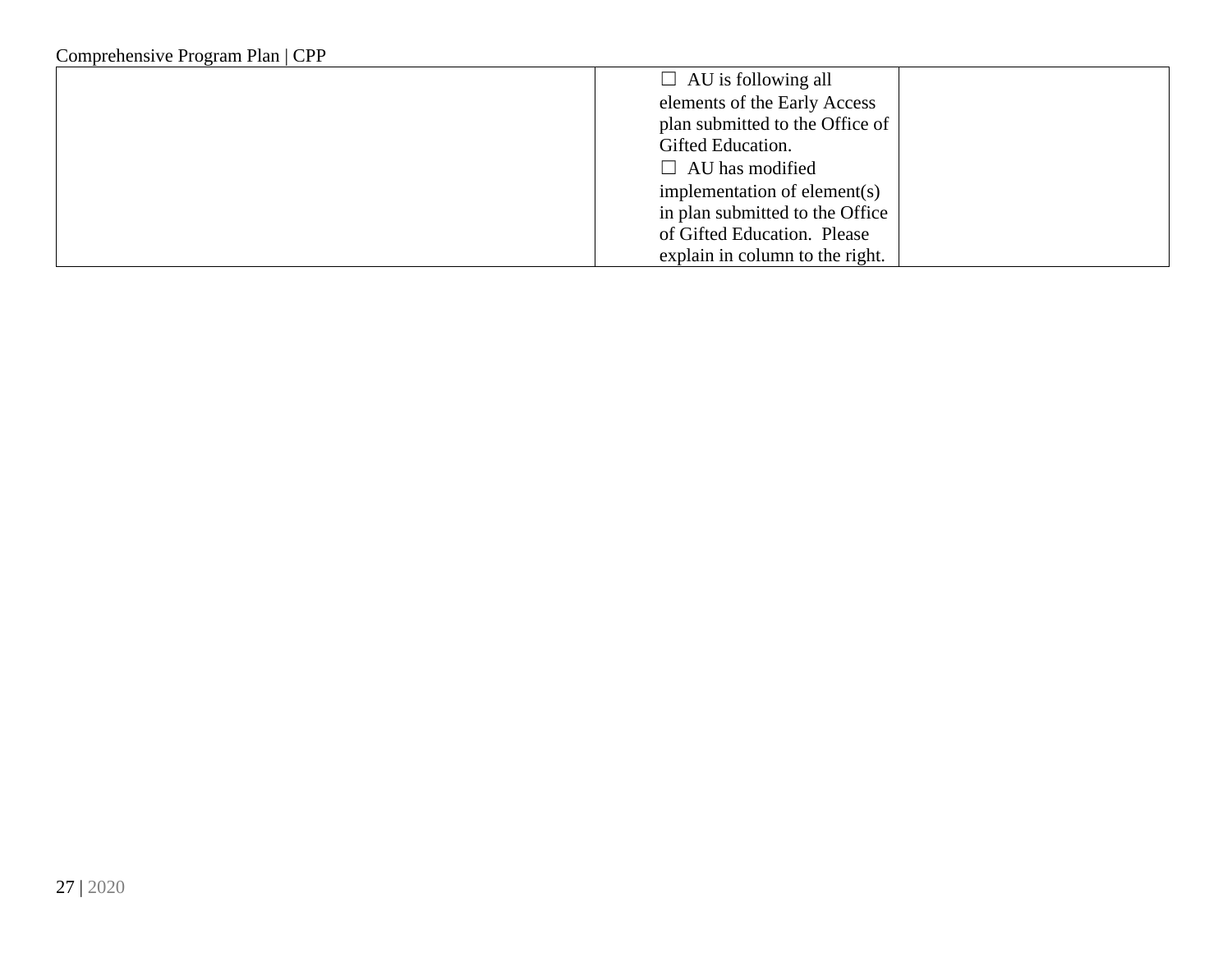| | | |
|---|---|---|
| | ☐ AU is following all elements of the Early Access plan submitted to the Office of Gifted Education.<br>☐ AU has modified implementation of element(s) in plan submitted to the Office of Gifted Education. Please explain in column to the right. | |